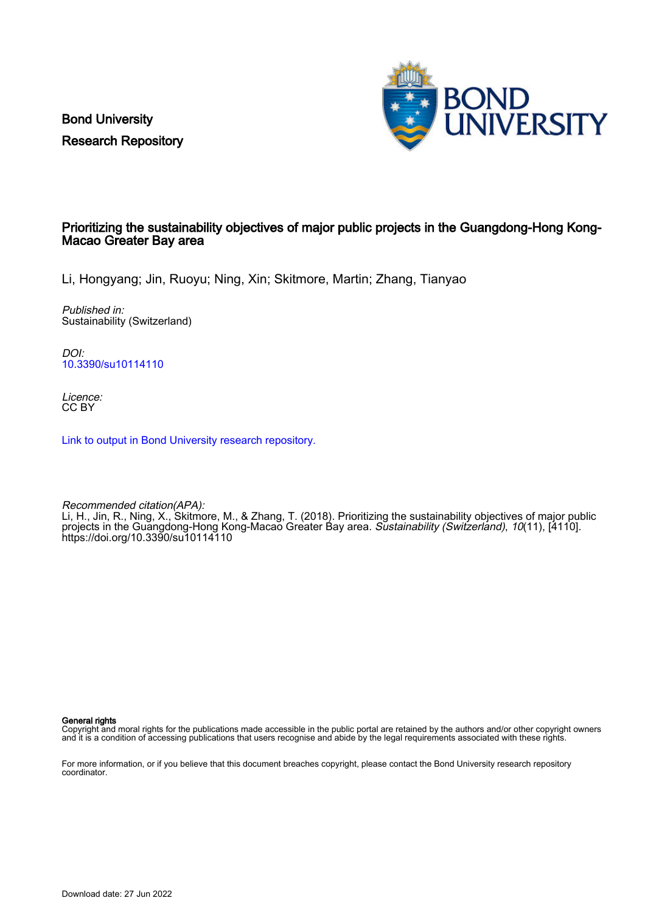Bond University
Research Repository

# Prioritizing the sustainability objectives of major public projects in the Guangdong-Hong Kong-Macao Greater Bay area

Li, Hongyang; Jin, Ruoyu; Ning, Xin; Skitmore, Martin; Zhang, Tianyao

*Published in:*
Sustainability (Switzerland)

*DOI:*
10.3390/su10114110

*Licence:*
CC BY

Link to output in Bond University research repository.

*Recommended citation(APA):*
Li, H., Jin, R., Ning, X., Skitmore, M., & Zhang, T. (2018). Prioritizing the sustainability objectives of major public projects in the Guangdong-Hong Kong-Macao Greater Bay area. *Sustainability (Switzerland)*, *10*(11), [4110]. https://doi.org/10.3390/su10114110

**General rights**
Copyright and moral rights for the publications made accessible in the public portal are retained by the authors and/or other copyright owners and it is a condition of accessing publications that users recognise and abide by the legal requirements associated with these rights.

For more information, or if you believe that this document breaches copyright, please contact the Bond University research repository coordinator.

Download date: 27 Jun 2022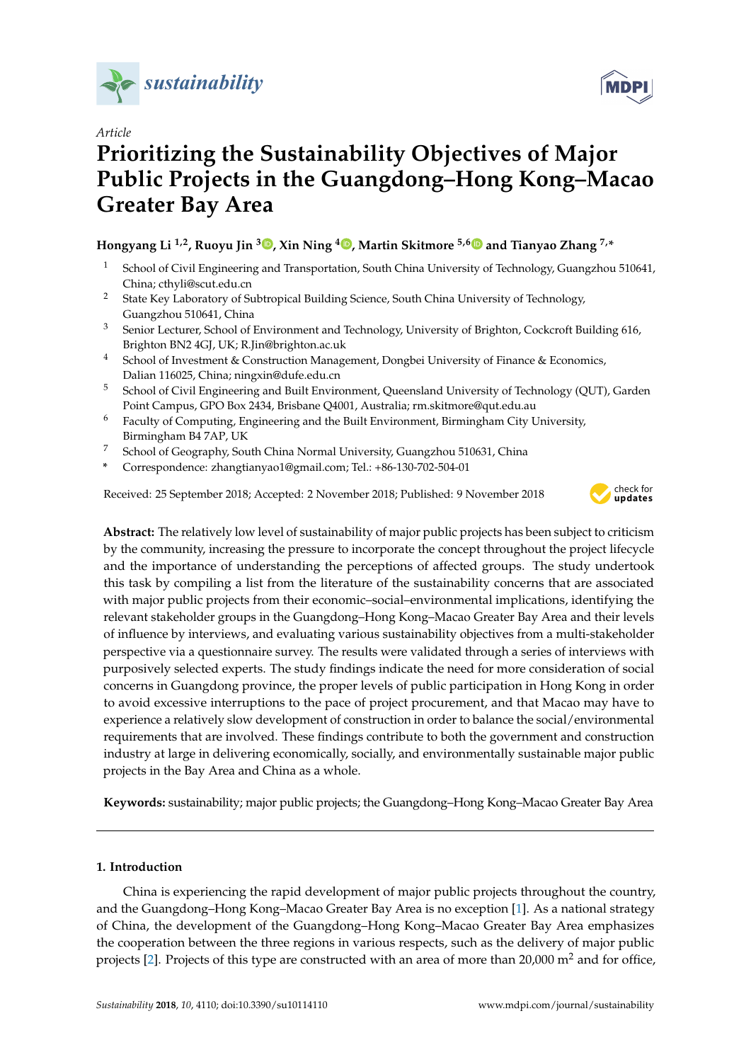# Prioritizing the Sustainability Objectives of Major Public Projects in the Guangdong–Hong Kong–Macao Greater Bay Area

**Hongyang Li [1,2], Ruoyu Jin [3], Xin Ning [4], Martin Skitmore [5,6] and Tianyao Zhang [7,*]**

1. School of Civil Engineering and Transportation, South China University of Technology, Guangzhou 510641, China; cthyli@scut.edu.cn
2. State Key Laboratory of Subtropical Building Science, South China University of Technology, Guangzhou 510641, China
3. Senior Lecturer, School of Environment and Technology, University of Brighton, Cockcroft Building 616, Brighton BN2 4GJ, UK; R.Jin@brighton.ac.uk
4. School of Investment & Construction Management, Dongbei University of Finance & Economics, Dalian 116025, China; ningxin@dufe.edu.cn
5. School of Civil Engineering and Built Environment, Queensland University of Technology (QUT), Garden Point Campus, GPO Box 2434, Brisbane Q4001, Australia; rm.skitmore@qut.edu.au
6. Faculty of Computing, Engineering and the Built Environment, Birmingham City University, Birmingham B4 7AP, UK
7. School of Geography, South China Normal University, Guangzhou 510631, China

\* Correspondence: zhangtianyao1@gmail.com; Tel.: +86-130-702-504-01

Received: 25 September 2018; Accepted: 2 November 2018; Published: 9 November 2018

**Abstract:** The relatively low level of sustainability of major public projects has been subject to criticism by the community, increasing the pressure to incorporate the concept throughout the project lifecycle and the importance of understanding the perceptions of affected groups. The study undertook this task by compiling a list from the literature of the sustainability concerns that are associated with major public projects from their economic–social–environmental implications, identifying the relevant stakeholder groups in the Guangdong–Hong Kong–Macao Greater Bay Area and their levels of influence by interviews, and evaluating various sustainability objectives from a multi-stakeholder perspective via a questionnaire survey. The results were validated through a series of interviews with purposively selected experts. The study findings indicate the need for more consideration of social concerns in Guangdong province, the proper levels of public participation in Hong Kong in order to avoid excessive interruptions to the pace of project procurement, and that Macao may have to experience a relatively slow development of construction in order to balance the social/environmental requirements that are involved. These findings contribute to both the government and construction industry at large in delivering economically, socially, and environmentally sustainable major public projects in the Bay Area and China as a whole.

**Keywords:** sustainability; major public projects; the Guangdong–Hong Kong–Macao Greater Bay Area

## 1. Introduction

China is experiencing the rapid development of major public projects throughout the country, and the Guangdong–Hong Kong–Macao Greater Bay Area is no exception [1]. As a national strategy of China, the development of the Guangdong–Hong Kong–Macao Greater Bay Area emphasizes the cooperation between the three regions in various respects, such as the delivery of major public projects [2]. Projects of this type are constructed with an area of more than 20,000 m$^2$ and for office,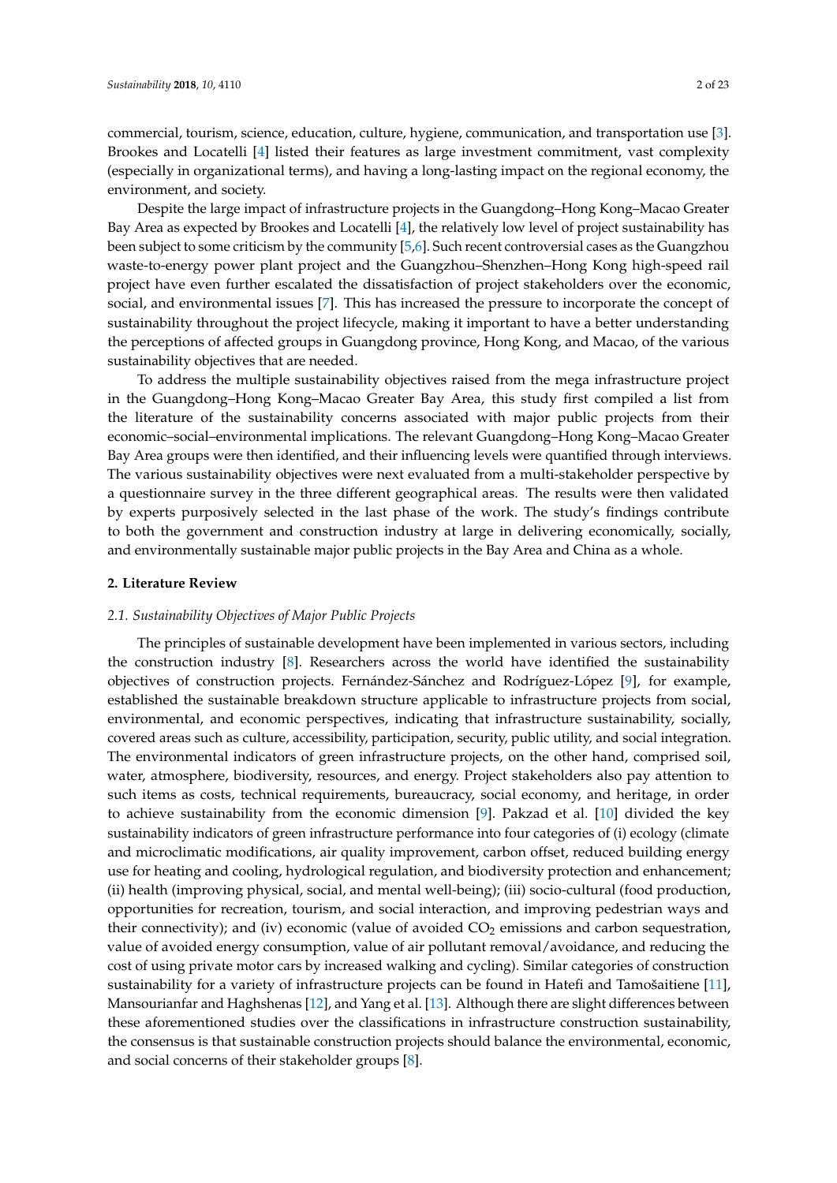commercial, tourism, science, education, culture, hygiene, communication, and transportation use [3]. Brookes and Locatelli [4] listed their features as large investment commitment, vast complexity (especially in organizational terms), and having a long-lasting impact on the regional economy, the environment, and society.

Despite the large impact of infrastructure projects in the Guangdong–Hong Kong–Macao Greater Bay Area as expected by Brookes and Locatelli [4], the relatively low level of project sustainability has been subject to some criticism by the community [5,6]. Such recent controversial cases as the Guangzhou waste-to-energy power plant project and the Guangzhou–Shenzhen–Hong Kong high-speed rail project have even further escalated the dissatisfaction of project stakeholders over the economic, social, and environmental issues [7]. This has increased the pressure to incorporate the concept of sustainability throughout the project lifecycle, making it important to have a better understanding the perceptions of affected groups in Guangdong province, Hong Kong, and Macao, of the various sustainability objectives that are needed.

To address the multiple sustainability objectives raised from the mega infrastructure project in the Guangdong–Hong Kong–Macao Greater Bay Area, this study first compiled a list from the literature of the sustainability concerns associated with major public projects from their economic–social–environmental implications. The relevant Guangdong–Hong Kong–Macao Greater Bay Area groups were then identified, and their influencing levels were quantified through interviews. The various sustainability objectives were next evaluated from a multi-stakeholder perspective by a questionnaire survey in the three different geographical areas. The results were then validated by experts purposively selected in the last phase of the work. The study's findings contribute to both the government and construction industry at large in delivering economically, socially, and environmentally sustainable major public projects in the Bay Area and China as a whole.

## 2. Literature Review

### *2.1. Sustainability Objectives of Major Public Projects*

The principles of sustainable development have been implemented in various sectors, including the construction industry [8]. Researchers across the world have identified the sustainability objectives of construction projects. Fernández-Sánchez and Rodríguez-López [9], for example, established the sustainable breakdown structure applicable to infrastructure projects from social, environmental, and economic perspectives, indicating that infrastructure sustainability, socially, covered areas such as culture, accessibility, participation, security, public utility, and social integration. The environmental indicators of green infrastructure projects, on the other hand, comprised soil, water, atmosphere, biodiversity, resources, and energy. Project stakeholders also pay attention to such items as costs, technical requirements, bureaucracy, social economy, and heritage, in order to achieve sustainability from the economic dimension [9]. Pakzad et al. [10] divided the key sustainability indicators of green infrastructure performance into four categories of (i) ecology (climate and microclimatic modifications, air quality improvement, carbon offset, reduced building energy use for heating and cooling, hydrological regulation, and biodiversity protection and enhancement; (ii) health (improving physical, social, and mental well-being); (iii) socio-cultural (food production, opportunities for recreation, tourism, and social interaction, and improving pedestrian ways and their connectivity); and (iv) economic (value of avoided $CO_2$ emissions and carbon sequestration, value of avoided energy consumption, value of air pollutant removal/avoidance, and reducing the cost of using private motor cars by increased walking and cycling). Similar categories of construction sustainability for a variety of infrastructure projects can be found in Hatefi and Tamošaitiene [11], Mansourianfar and Haghshenas [12], and Yang et al. [13]. Although there are slight differences between these aforementioned studies over the classifications in infrastructure construction sustainability, the consensus is that sustainable construction projects should balance the environmental, economic, and social concerns of their stakeholder groups [8].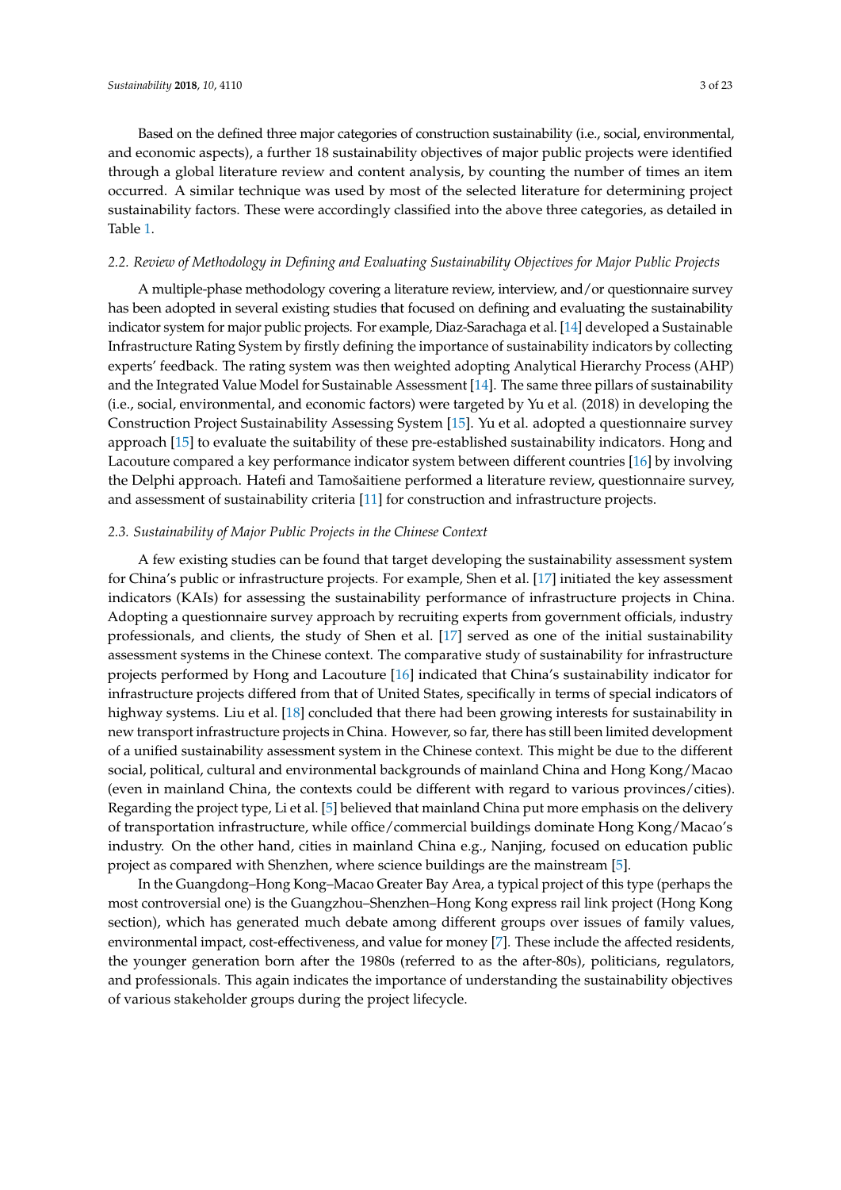Based on the defined three major categories of construction sustainability (i.e., social, environmental, and economic aspects), a further 18 sustainability objectives of major public projects were identified through a global literature review and content analysis, by counting the number of times an item occurred. A similar technique was used by most of the selected literature for determining project sustainability factors. These were accordingly classified into the above three categories, as detailed in Table 1.

### *2.2. Review of Methodology in Defining and Evaluating Sustainability Objectives for Major Public Projects*

A multiple-phase methodology covering a literature review, interview, and/or questionnaire survey has been adopted in several existing studies that focused on defining and evaluating the sustainability indicator system for major public projects. For example, Diaz-Sarachaga et al. [14] developed a Sustainable Infrastructure Rating System by firstly defining the importance of sustainability indicators by collecting experts' feedback. The rating system was then weighted adopting Analytical Hierarchy Process (AHP) and the Integrated Value Model for Sustainable Assessment [14]. The same three pillars of sustainability (i.e., social, environmental, and economic factors) were targeted by Yu et al. (2018) in developing the Construction Project Sustainability Assessing System [15]. Yu et al. adopted a questionnaire survey approach [15] to evaluate the suitability of these pre-established sustainability indicators. Hong and Lacouture compared a key performance indicator system between different countries [16] by involving the Delphi approach. Hatefi and Tamošaitiene performed a literature review, questionnaire survey, and assessment of sustainability criteria [11] for construction and infrastructure projects.

### *2.3. Sustainability of Major Public Projects in the Chinese Context*

A few existing studies can be found that target developing the sustainability assessment system for China's public or infrastructure projects. For example, Shen et al. [17] initiated the key assessment indicators (KAIs) for assessing the sustainability performance of infrastructure projects in China. Adopting a questionnaire survey approach by recruiting experts from government officials, industry professionals, and clients, the study of Shen et al. [17] served as one of the initial sustainability assessment systems in the Chinese context. The comparative study of sustainability for infrastructure projects performed by Hong and Lacouture [16] indicated that China's sustainability indicator for infrastructure projects differed from that of United States, specifically in terms of special indicators of highway systems. Liu et al. [18] concluded that there had been growing interests for sustainability in new transport infrastructure projects in China. However, so far, there has still been limited development of a unified sustainability assessment system in the Chinese context. This might be due to the different social, political, cultural and environmental backgrounds of mainland China and Hong Kong/Macao (even in mainland China, the contexts could be different with regard to various provinces/cities). Regarding the project type, Li et al. [5] believed that mainland China put more emphasis on the delivery of transportation infrastructure, while office/commercial buildings dominate Hong Kong/Macao's industry. On the other hand, cities in mainland China e.g., Nanjing, focused on education public project as compared with Shenzhen, where science buildings are the mainstream [5].

In the Guangdong–Hong Kong–Macao Greater Bay Area, a typical project of this type (perhaps the most controversial one) is the Guangzhou–Shenzhen–Hong Kong express rail link project (Hong Kong section), which has generated much debate among different groups over issues of family values, environmental impact, cost-effectiveness, and value for money [7]. These include the affected residents, the younger generation born after the 1980s (referred to as the after-80s), politicians, regulators, and professionals. This again indicates the importance of understanding the sustainability objectives of various stakeholder groups during the project lifecycle.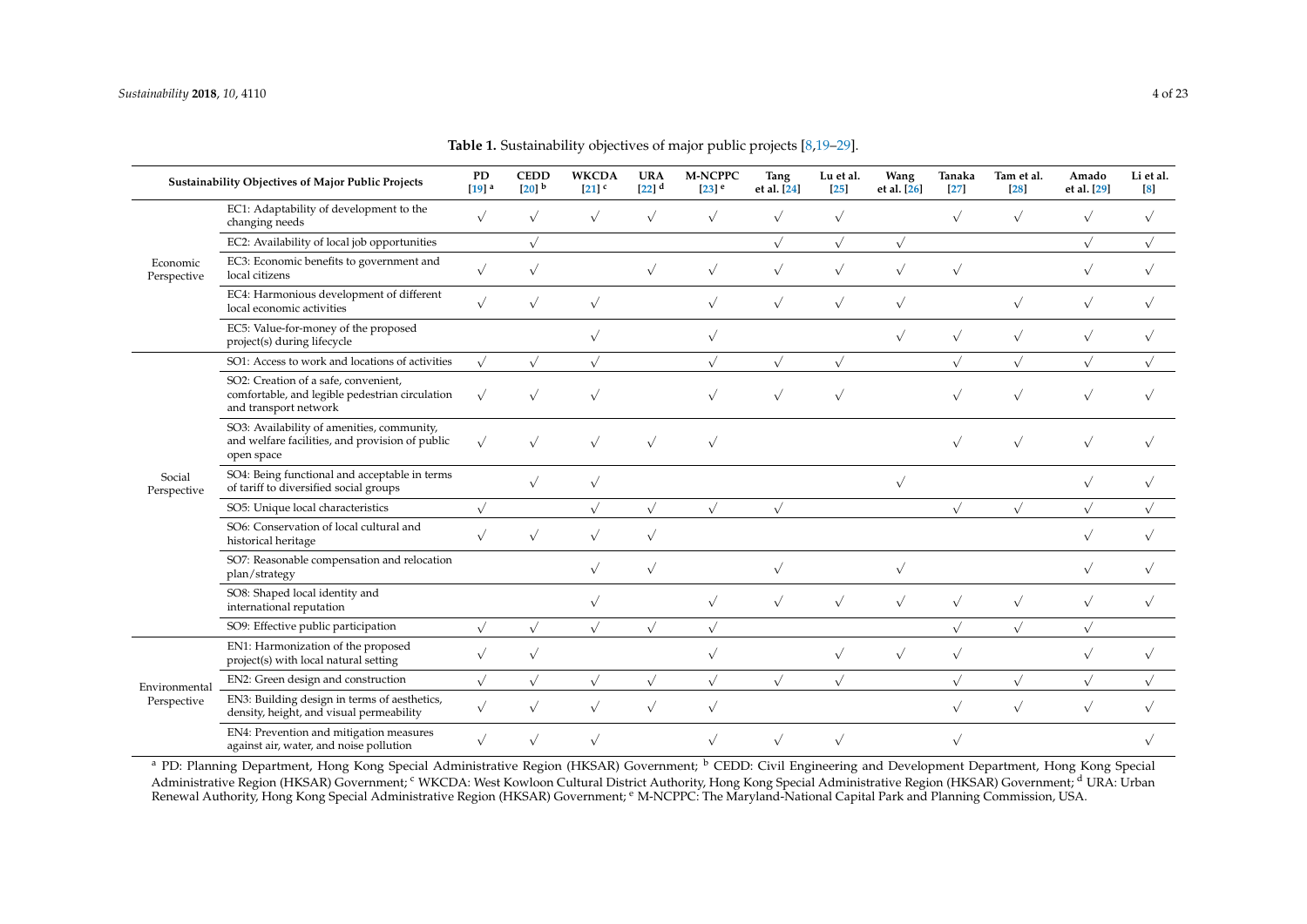**Table 1.** Sustainability objectives of major public projects [8,19–29].

| Sustainability Objectives of Major Public Projects | | PD [19] [a] | CEDD [20] [b] | WKCDA [21] [c] | URA [22] [d] | M-NCPPC [23] [e] | Tang et al. [24] | Lu et al. [25] | Wang et al. [26] | Tanaka [27] | Tam et al. [28] | Amado et al. [29] | Li et al. [8] |
|---|---|---|---|---|---|---|---|---|---|---|---|---|---|
| Economic Perspective | EC1: Adaptability of development to the changing needs | √ | √ | √ | √ | √ | √ | √ | | √ | √ | √ | √ |
| | EC2: Availability of local job opportunities | | √ | | | | √ | √ | √ | | | √ | √ |
| | EC3: Economic benefits to government and local citizens | √ | √ | | √ | √ | √ | √ | √ | √ | | √ | √ |
| | EC4: Harmonious development of different local economic activities | √ | √ | √ | | √ | √ | √ | √ | | √ | √ | √ |
| | EC5: Value-for-money of the proposed project(s) during lifecycle | | | √ | | √ | | | √ | √ | √ | √ | √ |
| Social Perspective | SO1: Access to work and locations of activities | √ | √ | √ | | √ | √ | √ | | √ | √ | √ | √ |
| | SO2: Creation of a safe, convenient, comfortable, and legible pedestrian circulation and transport network | √ | √ | √ | | √ | √ | √ | | √ | √ | √ | √ |
| | SO3: Availability of amenities, community, and welfare facilities, and provision of public open space | √ | √ | √ | √ | √ | | | | √ | √ | √ | √ |
| | SO4: Being functional and acceptable in terms of tariff to diversified social groups | | √ | √ | | | | | √ | | | √ | √ |
| | SO5: Unique local characteristics | √ | | √ | √ | √ | √ | | | √ | √ | √ | √ |
| | SO6: Conservation of local cultural and historical heritage | √ | √ | √ | √ | | | | | | | √ | √ |
| | SO7: Reasonable compensation and relocation plan/strategy | | | √ | √ | | √ | | √ | | | √ | √ |
| | SO8: Shaped local identity and international reputation | | | √ | | √ | √ | √ | √ | √ | √ | √ | √ |
| | SO9: Effective public participation | √ | √ | √ | √ | √ | | | | √ | √ | √ | |
| Environmental Perspective | EN1: Harmonization of the proposed project(s) with local natural setting | √ | √ | | | √ | | √ | √ | √ | | √ | √ |
| | EN2: Green design and construction | √ | √ | √ | √ | √ | √ | √ | | √ | √ | √ | √ |
| | EN3: Building design in terms of aesthetics, density, height, and visual permeability | √ | √ | √ | √ | √ | | | | √ | √ | √ | √ |
| | EN4: Prevention and mitigation measures against air, water, and noise pollution | √ | √ | √ | | √ | √ | √ | | √ | | | √ |

[a] PD: Planning Department, Hong Kong Special Administrative Region (HKSAR) Government; [b] CEDD: Civil Engineering and Development Department, Hong Kong Special Administrative Region (HKSAR) Government; [c] WKCDA: West Kowloon Cultural District Authority, Hong Kong Special Administrative Region (HKSAR) Government; [d] URA: Urban Renewal Authority, Hong Kong Special Administrative Region (HKSAR) Government; [e] M-NCPPC: The Maryland-National Capital Park and Planning Commission, USA.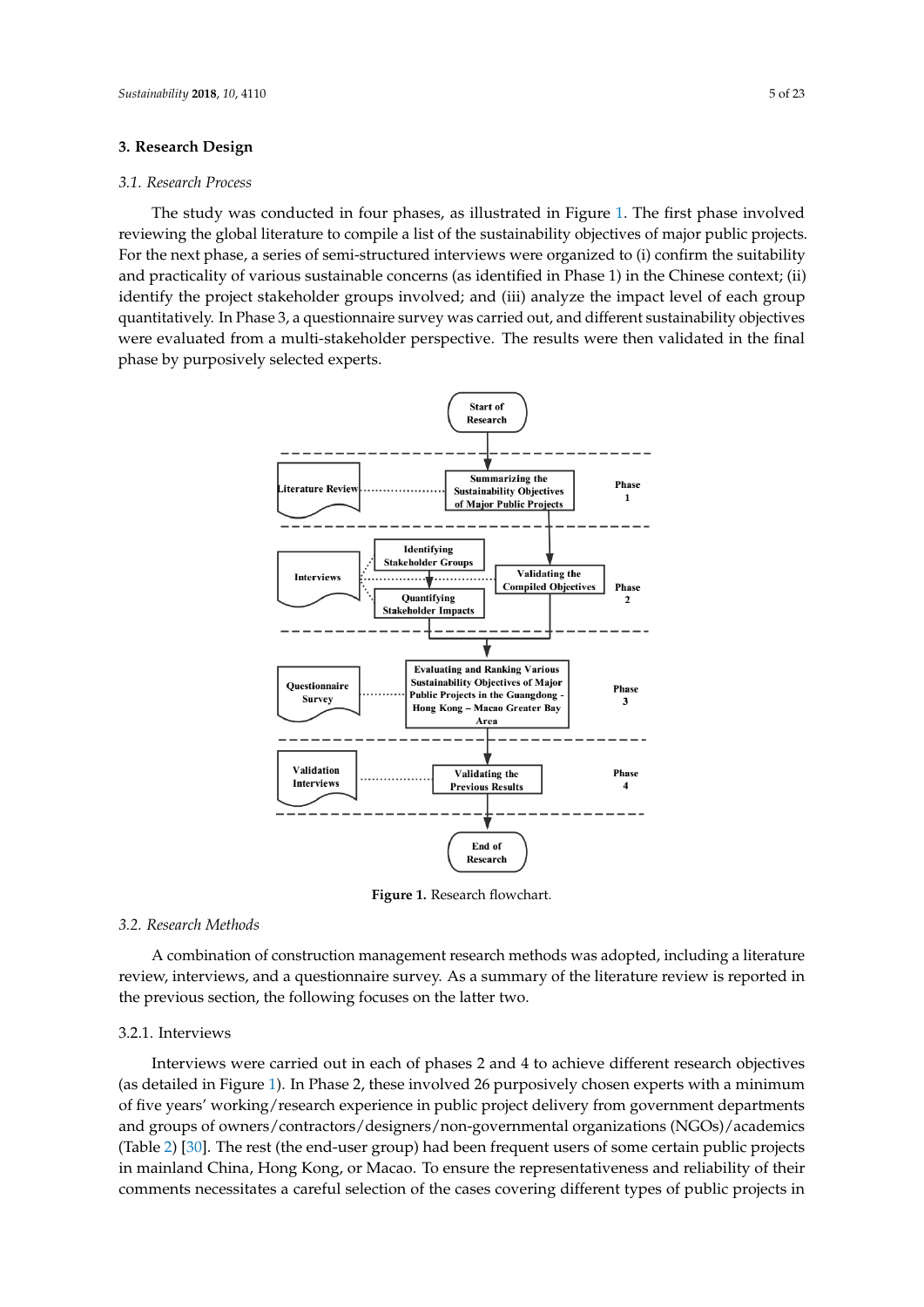## 3. Research Design

### 3.1. Research Process

The study was conducted in four phases, as illustrated in Figure 1. The first phase involved reviewing the global literature to compile a list of the sustainability objectives of major public projects. For the next phase, a series of semi-structured interviews were organized to (i) confirm the suitability and practicality of various sustainable concerns (as identified in Phase 1) in the Chinese context; (ii) identify the project stakeholder groups involved; and (iii) analyze the impact level of each group quantitatively. In Phase 3, a questionnaire survey was carried out, and different sustainability objectives were evaluated from a multi-stakeholder perspective. The results were then validated in the final phase by purposively selected experts.

Start of Research

Literature Review — Summarizing the Sustainability Objectives of Major Public Projects — Phase 1

Interviews — Identifying Stakeholder Groups; Quantifying Stakeholder Impacts; Validating the Compiled Objectives — Phase 2

Questionnaire Survey — Evaluating and Ranking Various Sustainability Objectives of Major Public Projects in the Guangdong - Hong Kong – Macao Greater Bay Area — Phase 3

Validation Interviews — Validating the Previous Results — Phase 4

End of Research

**Figure 1.** Research flowchart.

### 3.2. Research Methods

A combination of construction management research methods was adopted, including a literature review, interviews, and a questionnaire survey. As a summary of the literature review is reported in the previous section, the following focuses on the latter two.

#### 3.2.1. Interviews

Interviews were carried out in each of phases 2 and 4 to achieve different research objectives (as detailed in Figure 1). In Phase 2, these involved 26 purposively chosen experts with a minimum of five years' working/research experience in public project delivery from government departments and groups of owners/contractors/designers/non-governmental organizations (NGOs)/academics (Table 2) [30]. The rest (the end-user group) had been frequent users of some certain public projects in mainland China, Hong Kong, or Macao. To ensure the representativeness and reliability of their comments necessitates a careful selection of the cases covering different types of public projects in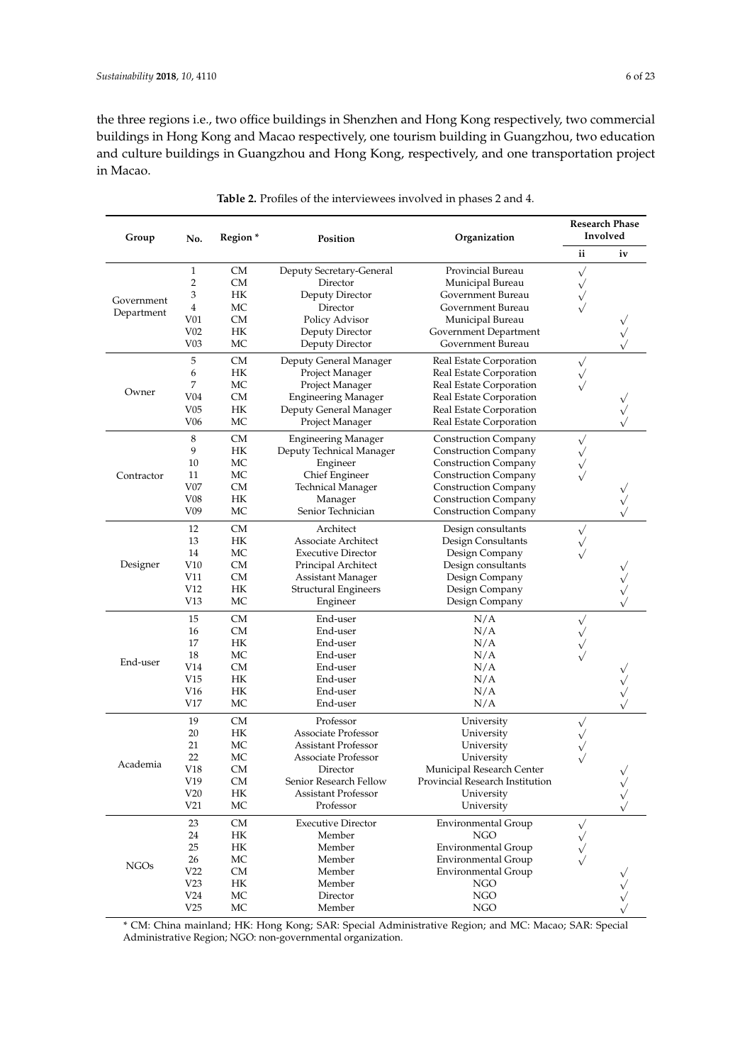the three regions i.e., two office buildings in Shenzhen and Hong Kong respectively, two commercial buildings in Hong Kong and Macao respectively, one tourism building in Guangzhou, two education and culture buildings in Guangzhou and Hong Kong, respectively, and one transportation project in Macao.

**Table 2.** Profiles of the interviewees involved in phases 2 and 4.

| Group | No. | Region * | Position | Organization | Research Phase Involved | |
|---|---|---|---|---|---|---|
| | | | | | ii | iv |
| Government Department | 1 | CM | Deputy Secretary-General | Provincial Bureau | √ | |
| | 2 | CM | Director | Municipal Bureau | √ | |
| | 3 | HK | Deputy Director | Government Bureau | √ | |
| | 4 | MC | Director | Government Bureau | √ | |
| | V01 | CM | Policy Advisor | Municipal Bureau | | √ |
| | V02 | HK | Deputy Director | Government Department | | √ |
| | V03 | MC | Deputy Director | Government Bureau | | √ |
| Owner | 5 | CM | Deputy General Manager | Real Estate Corporation | √ | |
| | 6 | HK | Project Manager | Real Estate Corporation | √ | |
| | 7 | MC | Project Manager | Real Estate Corporation | √ | |
| | V04 | CM | Engineering Manager | Real Estate Corporation | | √ |
| | V05 | HK | Deputy General Manager | Real Estate Corporation | | √ |
| | V06 | MC | Project Manager | Real Estate Corporation | | √ |
| Contractor | 8 | CM | Engineering Manager | Construction Company | √ | |
| | 9 | HK | Deputy Technical Manager | Construction Company | √ | |
| | 10 | MC | Engineer | Construction Company | √ | |
| | 11 | MC | Chief Engineer | Construction Company | √ | |
| | V07 | CM | Technical Manager | Construction Company | | √ |
| | V08 | HK | Manager | Construction Company | | √ |
| | V09 | MC | Senior Technician | Construction Company | | √ |
| Designer | 12 | CM | Architect | Design consultants | √ | |
| | 13 | HK | Associate Architect | Design Consultants | √ | |
| | 14 | MC | Executive Director | Design Company | √ | |
| | V10 | CM | Principal Architect | Design consultants | | √ |
| | V11 | CM | Assistant Manager | Design Company | | √ |
| | V12 | HK | Structural Engineers | Design Company | | √ |
| | V13 | MC | Engineer | Design Company | | √ |
| End-user | 15 | CM | End-user | N/A | √ | |
| | 16 | CM | End-user | N/A | √ | |
| | 17 | HK | End-user | N/A | √ | |
| | 18 | MC | End-user | N/A | √ | |
| | V14 | CM | End-user | N/A | | √ |
| | V15 | HK | End-user | N/A | | √ |
| | V16 | HK | End-user | N/A | | √ |
| | V17 | MC | End-user | N/A | | √ |
| Academia | 19 | CM | Professor | University | √ | |
| | 20 | HK | Associate Professor | University | √ | |
| | 21 | MC | Assistant Professor | University | √ | |
| | 22 | MC | Associate Professor | University | √ | |
| | V18 | CM | Director | Municipal Research Center | | √ |
| | V19 | CM | Senior Research Fellow | Provincial Research Institution | | √ |
| | V20 | HK | Assistant Professor | University | | √ |
| | V21 | MC | Professor | University | | √ |
| NGOs | 23 | CM | Executive Director | Environmental Group | √ | |
| | 24 | HK | Member | NGO | √ | |
| | 25 | HK | Member | Environmental Group | √ | |
| | 26 | MC | Member | Environmental Group | √ | |
| | V22 | CM | Member | Environmental Group | | √ |
| | V23 | HK | Member | NGO | | √ |
| | V24 | MC | Director | NGO | | √ |
| | V25 | MC | Member | NGO | | √ |

* CM: China mainland; HK: Hong Kong; SAR: Special Administrative Region; and MC: Macao; SAR: Special Administrative Region; NGO: non-governmental organization.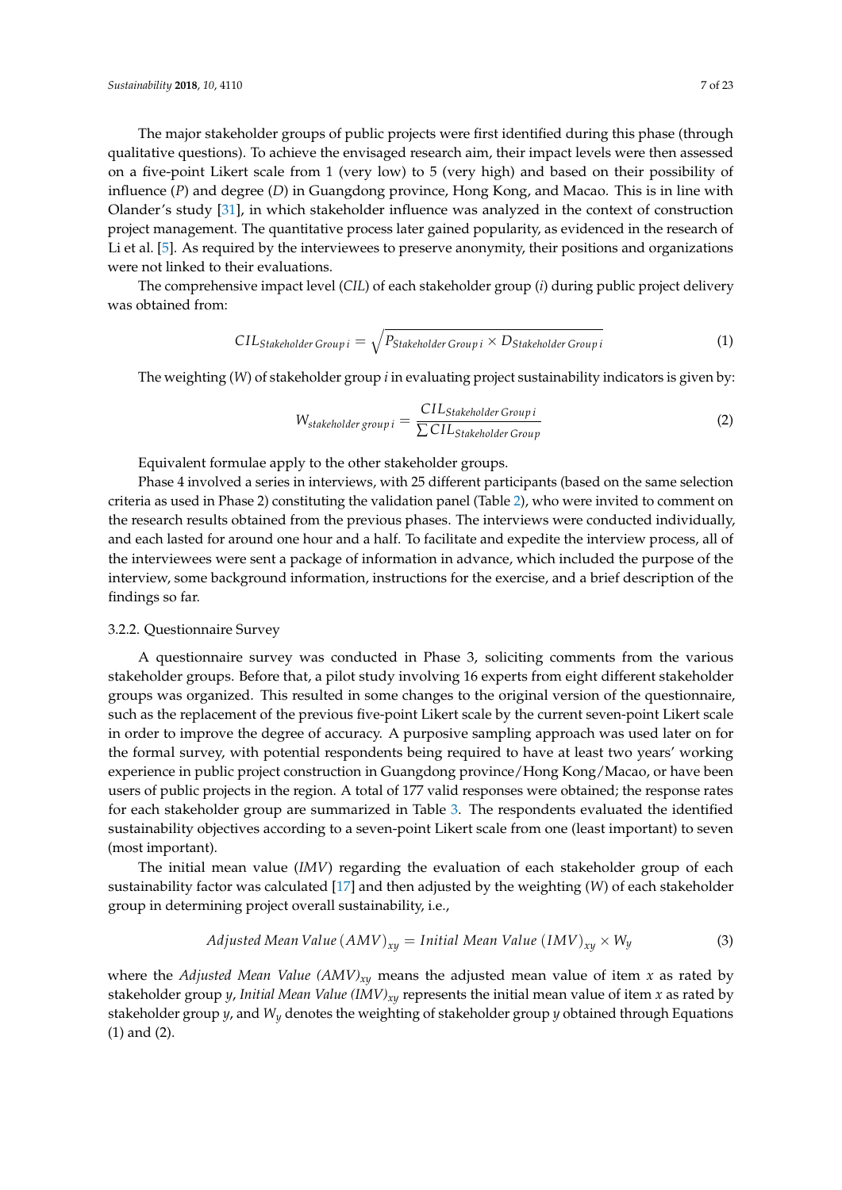The major stakeholder groups of public projects were first identified during this phase (through qualitative questions). To achieve the envisaged research aim, their impact levels were then assessed on a five-point Likert scale from 1 (very low) to 5 (very high) and based on their possibility of influence (*P*) and degree (*D*) in Guangdong province, Hong Kong, and Macao. This is in line with Olander's study [31], in which stakeholder influence was analyzed in the context of construction project management. The quantitative process later gained popularity, as evidenced in the research of Li et al. [5]. As required by the interviewees to preserve anonymity, their positions and organizations were not linked to their evaluations.

The comprehensive impact level (*CIL*) of each stakeholder group (*i*) during public project delivery was obtained from:

$$CIL_{Stakeholder\ Group\ i} = \sqrt{P_{Stakeholder\ Group\ i} \times D_{Stakeholder\ Group\ i}} \quad (1)$$

The weighting (*W*) of stakeholder group *i* in evaluating project sustainability indicators is given by:

$$W_{stakeholder\ group\ i} = \frac{CIL_{Stakeholder\ Group\ i}}{\sum CIL_{Stakeholder\ Group}} \quad (2)$$

Equivalent formulae apply to the other stakeholder groups.

Phase 4 involved a series in interviews, with 25 different participants (based on the same selection criteria as used in Phase 2) constituting the validation panel (Table 2), who were invited to comment on the research results obtained from the previous phases. The interviews were conducted individually, and each lasted for around one hour and a half. To facilitate and expedite the interview process, all of the interviewees were sent a package of information in advance, which included the purpose of the interview, some background information, instructions for the exercise, and a brief description of the findings so far.

### 3.2.2. Questionnaire Survey

A questionnaire survey was conducted in Phase 3, soliciting comments from the various stakeholder groups. Before that, a pilot study involving 16 experts from eight different stakeholder groups was organized. This resulted in some changes to the original version of the questionnaire, such as the replacement of the previous five-point Likert scale by the current seven-point Likert scale in order to improve the degree of accuracy. A purposive sampling approach was used later on for the formal survey, with potential respondents being required to have at least two years' working experience in public project construction in Guangdong province/Hong Kong/Macao, or have been users of public projects in the region. A total of 177 valid responses were obtained; the response rates for each stakeholder group are summarized in Table 3. The respondents evaluated the identified sustainability objectives according to a seven-point Likert scale from one (least important) to seven (most important).

The initial mean value (*IMV*) regarding the evaluation of each stakeholder group of each sustainability factor was calculated [17] and then adjusted by the weighting (*W*) of each stakeholder group in determining project overall sustainability, i.e.,

$$Adjusted\ Mean\ Value\ (AMV)_{xy} = Initial\ Mean\ Value\ (IMV)_{xy} \times W_y \quad (3)$$

where the *Adjusted Mean Value* $(AMV)_{xy}$ means the adjusted mean value of item *x* as rated by stakeholder group *y*, *Initial Mean Value* $(IMV)_{xy}$ represents the initial mean value of item *x* as rated by stakeholder group *y*, and $W_y$ denotes the weighting of stakeholder group *y* obtained through Equations (1) and (2).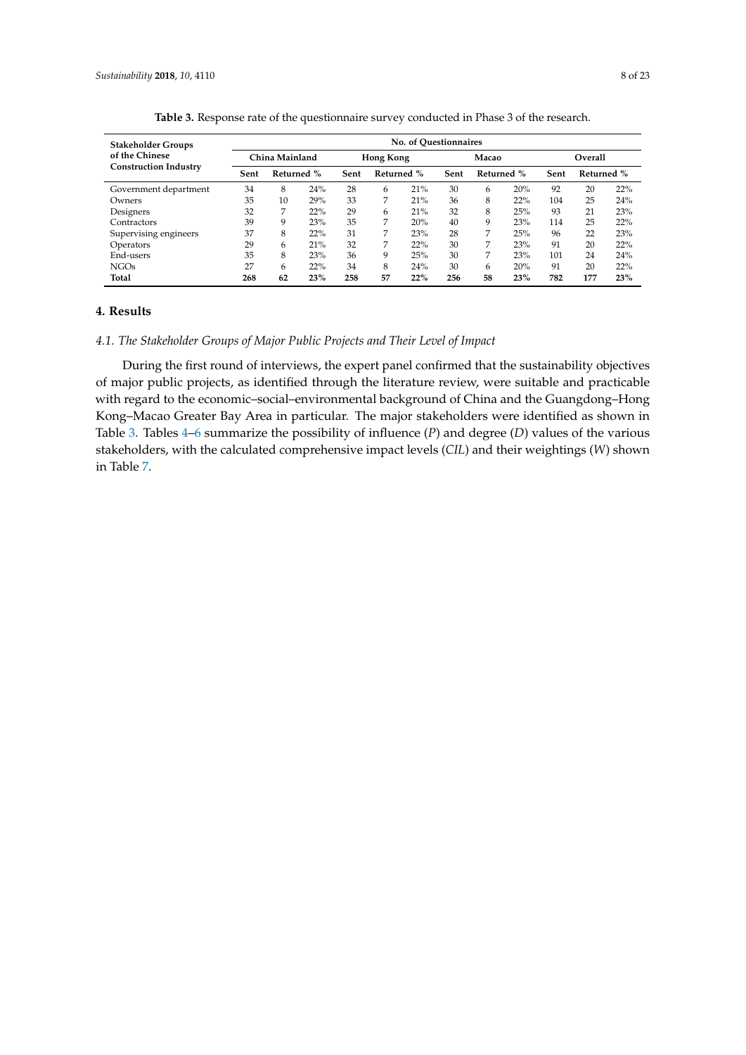**Table 3.** Response rate of the questionnaire survey conducted in Phase 3 of the research.

| Stakeholder Groups of the Chinese Construction Industry | No. of Questionnaires | | | | | | | | | | | |
|---|---|---|---|---|---|---|---|---|---|---|---|---|
| | China Mainland | | | Hong Kong | | | Macao | | | Overall | | |
| | Sent | Returned % | | Sent | Returned % | | Sent | Returned % | | Sent | Returned % | |
| Government department | 34 | 8 | 24% | 28 | 6 | 21% | 30 | 6 | 20% | 92 | 20 | 22% |
| Owners | 35 | 10 | 29% | 33 | 7 | 21% | 36 | 8 | 22% | 104 | 25 | 24% |
| Designers | 32 | 7 | 22% | 29 | 6 | 21% | 32 | 8 | 25% | 93 | 21 | 23% |
| Contractors | 39 | 9 | 23% | 35 | 7 | 20% | 40 | 9 | 23% | 114 | 25 | 22% |
| Supervising engineers | 37 | 8 | 22% | 31 | 7 | 23% | 28 | 7 | 25% | 96 | 22 | 23% |
| Operators | 29 | 6 | 21% | 32 | 7 | 22% | 30 | 7 | 23% | 91 | 20 | 22% |
| End-users | 35 | 8 | 23% | 36 | 9 | 25% | 30 | 7 | 23% | 101 | 24 | 24% |
| NGOs | 27 | 6 | 22% | 34 | 8 | 24% | 30 | 6 | 20% | 91 | 20 | 22% |
| **Total** | **268** | **62** | **23%** | **258** | **57** | **22%** | **256** | **58** | **23%** | **782** | **177** | **23%** |

## 4. Results

### *4.1. The Stakeholder Groups of Major Public Projects and Their Level of Impact*

During the first round of interviews, the expert panel confirmed that the sustainability objectives of major public projects, as identified through the literature review, were suitable and practicable with regard to the economic–social–environmental background of China and the Guangdong–Hong Kong–Macao Greater Bay Area in particular. The major stakeholders were identified as shown in Table 3. Tables 4–6 summarize the possibility of influence ($P$) and degree ($D$) values of the various stakeholders, with the calculated comprehensive impact levels ($CIL$) and their weightings ($W$) shown in Table 7.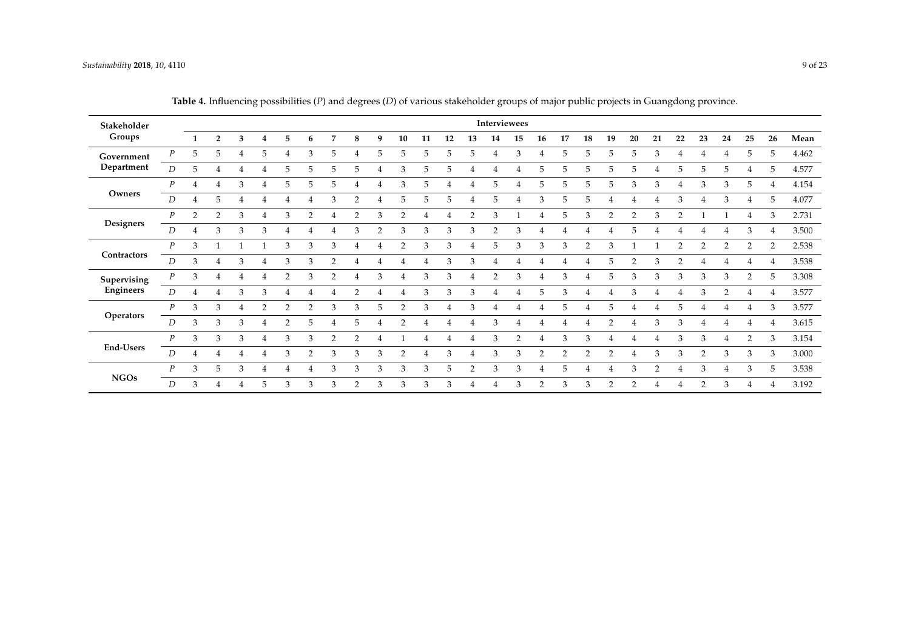**Table 4.** Influencing possibilities (*P*) and degrees (*D*) of various stakeholder groups of major public projects in Guangdong province.

| Stakeholder Groups | | Interviewees | | | | | | | | | | | | | | | | | | | | | | | | | | |
|---|---|---|---|---|---|---|---|---|---|---|---|---|---|---|---|---|---|---|---|---|---|---|---|---|---|---|---|---|
| | | 1 | 2 | 3 | 4 | 5 | 6 | 7 | 8 | 9 | 10 | 11 | 12 | 13 | 14 | 15 | 16 | 17 | 18 | 19 | 20 | 21 | 22 | 23 | 24 | 25 | 26 | Mean |
| Government Department | *P* | 5 | 5 | 4 | 5 | 4 | 3 | 5 | 4 | 5 | 5 | 5 | 5 | 5 | 4 | 3 | 4 | 5 | 5 | 5 | 5 | 3 | 4 | 4 | 4 | 5 | 5 | 4.462 |
| | *D* | 5 | 4 | 4 | 4 | 5 | 5 | 5 | 5 | 4 | 3 | 5 | 5 | 4 | 4 | 4 | 5 | 5 | 5 | 5 | 5 | 4 | 5 | 5 | 5 | 4 | 5 | 4.577 |
| Owners | *P* | 4 | 4 | 3 | 4 | 5 | 5 | 5 | 4 | 4 | 3 | 5 | 4 | 4 | 5 | 4 | 5 | 5 | 5 | 5 | 3 | 3 | 4 | 3 | 3 | 5 | 4 | 4.154 |
| | *D* | 4 | 5 | 4 | 4 | 4 | 4 | 3 | 2 | 4 | 5 | 5 | 5 | 4 | 5 | 4 | 3 | 5 | 5 | 4 | 4 | 4 | 3 | 4 | 3 | 4 | 5 | 4.077 |
| Designers | *P* | 2 | 2 | 3 | 4 | 3 | 2 | 4 | 2 | 3 | 2 | 4 | 4 | 2 | 3 | 1 | 4 | 5 | 3 | 2 | 2 | 3 | 2 | 1 | 1 | 4 | 3 | 2.731 |
| | *D* | 4 | 3 | 3 | 3 | 4 | 4 | 4 | 3 | 2 | 3 | 3 | 3 | 3 | 2 | 3 | 4 | 4 | 4 | 4 | 5 | 4 | 4 | 4 | 4 | 3 | 4 | 3.500 |
| Contractors | *P* | 3 | 1 | 1 | 1 | 3 | 3 | 3 | 4 | 4 | 2 | 3 | 3 | 4 | 5 | 3 | 3 | 3 | 2 | 3 | 1 | 1 | 2 | 2 | 2 | 2 | 2 | 2.538 |
| | *D* | 3 | 4 | 3 | 4 | 3 | 3 | 2 | 4 | 4 | 4 | 4 | 3 | 3 | 4 | 4 | 4 | 4 | 4 | 5 | 2 | 3 | 2 | 4 | 4 | 4 | 4 | 3.538 |
| Supervising Engineers | *P* | 3 | 4 | 4 | 4 | 2 | 3 | 2 | 4 | 3 | 4 | 3 | 3 | 4 | 2 | 3 | 4 | 3 | 4 | 5 | 3 | 3 | 3 | 3 | 3 | 2 | 5 | 3.308 |
| | *D* | 4 | 4 | 3 | 3 | 4 | 4 | 4 | 2 | 4 | 4 | 3 | 3 | 3 | 4 | 4 | 5 | 3 | 4 | 4 | 3 | 4 | 4 | 3 | 2 | 4 | 4 | 3.577 |
| Operators | *P* | 3 | 3 | 4 | 2 | 2 | 2 | 3 | 3 | 5 | 2 | 3 | 4 | 3 | 4 | 4 | 4 | 5 | 4 | 5 | 4 | 4 | 5 | 4 | 4 | 4 | 3 | 3.577 |
| | *D* | 3 | 3 | 3 | 4 | 2 | 5 | 4 | 5 | 4 | 2 | 4 | 4 | 4 | 3 | 4 | 4 | 4 | 4 | 2 | 4 | 3 | 3 | 4 | 4 | 4 | 4 | 3.615 |
| End-Users | *P* | 3 | 3 | 3 | 4 | 3 | 3 | 2 | 2 | 4 | 1 | 4 | 4 | 4 | 3 | 2 | 4 | 3 | 3 | 4 | 4 | 4 | 3 | 3 | 4 | 2 | 3 | 3.154 |
| | *D* | 4 | 4 | 4 | 4 | 3 | 2 | 3 | 3 | 3 | 2 | 4 | 3 | 4 | 3 | 3 | 2 | 2 | 2 | 2 | 4 | 3 | 3 | 2 | 3 | 3 | 3 | 3.000 |
| NGOs | *P* | 3 | 5 | 3 | 4 | 4 | 4 | 3 | 3 | 3 | 3 | 3 | 5 | 2 | 3 | 3 | 4 | 5 | 4 | 4 | 3 | 2 | 4 | 3 | 4 | 3 | 5 | 3.538 |
| | *D* | 3 | 4 | 4 | 5 | 3 | 3 | 3 | 2 | 3 | 3 | 3 | 3 | 4 | 4 | 3 | 2 | 3 | 3 | 2 | 2 | 4 | 4 | 2 | 3 | 4 | 4 | 3.192 |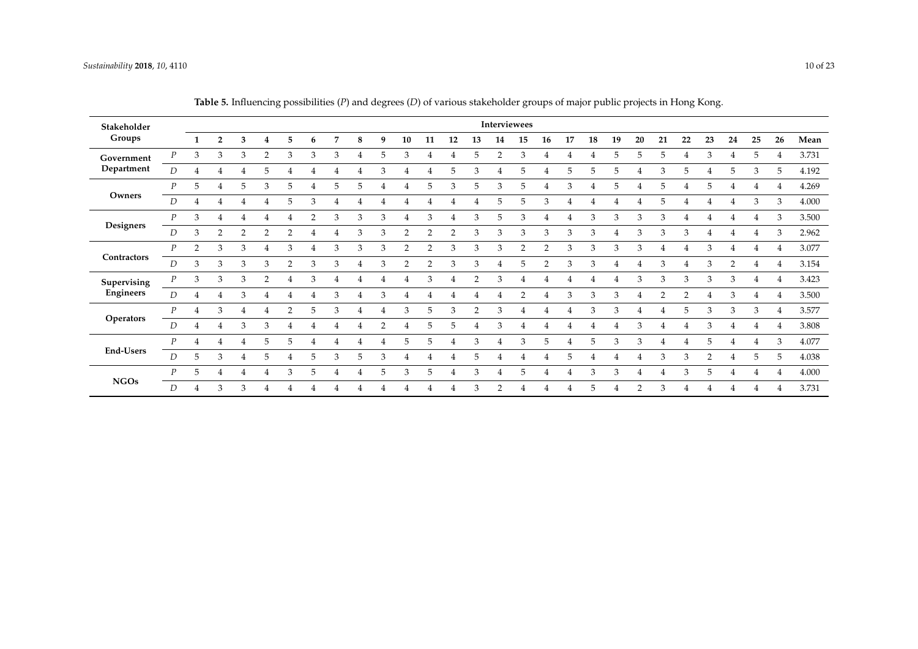**Table 5.** Influencing possibilities (*P*) and degrees (*D*) of various stakeholder groups of major public projects in Hong Kong.

| Stakeholder Groups | | Interviewees | | | | | | | | | | | | | | | | | | | | | | | | | | |
|---|---|---|---|---|---|---|---|---|---|---|---|---|---|---|---|---|---|---|---|---|---|---|---|---|---|---|---|---|
| | | 1 | 2 | 3 | 4 | 5 | 6 | 7 | 8 | 9 | 10 | 11 | 12 | 13 | 14 | 15 | 16 | 17 | 18 | 19 | 20 | 21 | 22 | 23 | 24 | 25 | 26 | Mean |
| **Government Department** | *P* | 3 | 3 | 3 | 2 | 3 | 3 | 3 | 4 | 5 | 3 | 4 | 4 | 5 | 2 | 3 | 4 | 4 | 4 | 5 | 5 | 5 | 4 | 3 | 4 | 5 | 4 | 3.731 |
| | *D* | 4 | 4 | 4 | 5 | 4 | 4 | 4 | 4 | 3 | 4 | 4 | 5 | 3 | 4 | 5 | 4 | 5 | 5 | 5 | 4 | 3 | 5 | 4 | 5 | 3 | 5 | 4.192 |
| **Owners** | *P* | 5 | 4 | 5 | 3 | 5 | 4 | 5 | 5 | 4 | 4 | 5 | 3 | 5 | 3 | 5 | 4 | 3 | 4 | 5 | 4 | 5 | 4 | 5 | 4 | 4 | 4 | 4.269 |
| | *D* | 4 | 4 | 4 | 4 | 5 | 3 | 4 | 4 | 4 | 4 | 4 | 4 | 4 | 5 | 5 | 3 | 4 | 4 | 4 | 4 | 5 | 4 | 4 | 4 | 3 | 3 | 4.000 |
| **Designers** | *P* | 3 | 4 | 4 | 4 | 4 | 2 | 3 | 3 | 3 | 4 | 3 | 4 | 3 | 5 | 3 | 4 | 4 | 3 | 3 | 3 | 3 | 4 | 4 | 4 | 4 | 3 | 3.500 |
| | *D* | 3 | 2 | 2 | 2 | 2 | 4 | 4 | 3 | 3 | 2 | 2 | 2 | 3 | 3 | 3 | 3 | 3 | 3 | 4 | 3 | 3 | 3 | 4 | 4 | 4 | 3 | 2.962 |
| **Contractors** | *P* | 2 | 3 | 3 | 4 | 3 | 4 | 3 | 3 | 3 | 2 | 2 | 3 | 3 | 3 | 2 | 2 | 3 | 3 | 3 | 3 | 4 | 4 | 3 | 4 | 4 | 4 | 3.077 |
| | *D* | 3 | 3 | 3 | 3 | 2 | 3 | 3 | 4 | 3 | 2 | 2 | 3 | 3 | 4 | 5 | 2 | 3 | 3 | 4 | 4 | 3 | 4 | 3 | 2 | 4 | 4 | 3.154 |
| **Supervising Engineers** | *P* | 3 | 3 | 3 | 2 | 4 | 3 | 4 | 4 | 4 | 4 | 3 | 4 | 2 | 3 | 4 | 4 | 4 | 4 | 4 | 3 | 3 | 3 | 3 | 3 | 4 | 4 | 3.423 |
| | *D* | 4 | 4 | 3 | 4 | 4 | 4 | 3 | 4 | 3 | 4 | 4 | 4 | 4 | 4 | 2 | 4 | 3 | 3 | 3 | 4 | 2 | 2 | 4 | 3 | 4 | 4 | 3.500 |
| **Operators** | *P* | 4 | 3 | 4 | 4 | 2 | 5 | 3 | 4 | 4 | 3 | 5 | 3 | 2 | 3 | 4 | 4 | 4 | 3 | 3 | 4 | 4 | 5 | 3 | 3 | 3 | 4 | 3.577 |
| | *D* | 4 | 4 | 3 | 3 | 4 | 4 | 4 | 4 | 2 | 4 | 5 | 5 | 4 | 3 | 4 | 4 | 4 | 4 | 4 | 3 | 4 | 4 | 3 | 4 | 4 | 4 | 3.808 |
| **End-Users** | *P* | 4 | 4 | 4 | 5 | 5 | 4 | 4 | 4 | 4 | 5 | 5 | 4 | 3 | 4 | 3 | 5 | 4 | 5 | 3 | 3 | 4 | 4 | 5 | 4 | 4 | 3 | 4.077 |
| | *D* | 5 | 3 | 4 | 5 | 4 | 5 | 3 | 5 | 3 | 4 | 4 | 4 | 5 | 4 | 4 | 4 | 5 | 4 | 4 | 4 | 3 | 3 | 2 | 4 | 5 | 5 | 4.038 |
| **NGOs** | *P* | 5 | 4 | 4 | 4 | 3 | 5 | 4 | 4 | 5 | 3 | 5 | 4 | 3 | 4 | 5 | 4 | 4 | 3 | 3 | 4 | 4 | 3 | 5 | 4 | 4 | 4 | 4.000 |
| | *D* | 4 | 3 | 3 | 4 | 4 | 4 | 4 | 4 | 4 | 4 | 4 | 4 | 3 | 2 | 4 | 4 | 4 | 5 | 4 | 2 | 3 | 4 | 4 | 4 | 4 | 4 | 3.731 |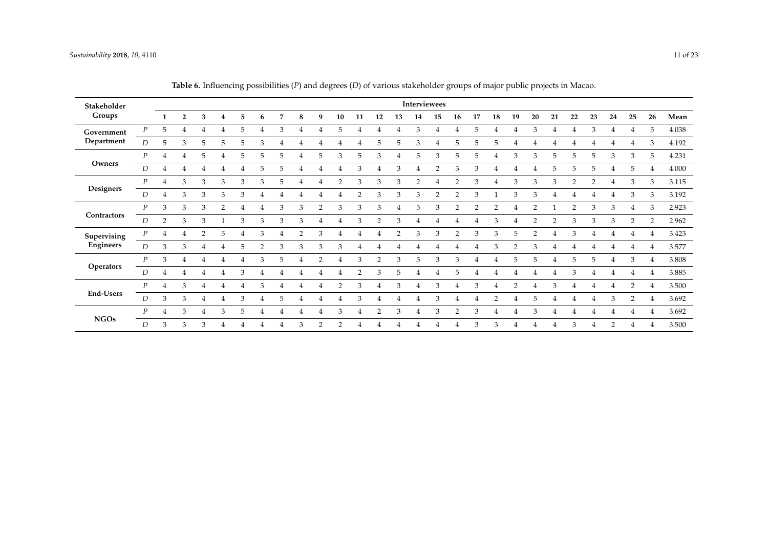**Table 6.** Influencing possibilities (*P*) and degrees (*D*) of various stakeholder groups of major public projects in Macao.

| Stakeholder Groups | | Interviewees | | | | | | | | | | | | | | | | | | | | | | | | | | |
|---|---|---|---|---|---|---|---|---|---|---|---|---|---|---|---|---|---|---|---|---|---|---|---|---|---|---|---|---|
| | | 1 | 2 | 3 | 4 | 5 | 6 | 7 | 8 | 9 | 10 | 11 | 12 | 13 | 14 | 15 | 16 | 17 | 18 | 19 | 20 | 21 | 22 | 23 | 24 | 25 | 26 | Mean |
| Government Department | *P* | 5 | 4 | 4 | 4 | 5 | 4 | 3 | 4 | 4 | 5 | 4 | 4 | 4 | 3 | 4 | 4 | 5 | 4 | 4 | 3 | 4 | 4 | 3 | 4 | 4 | 5 | 4.038 |
| | *D* | 5 | 3 | 5 | 5 | 5 | 3 | 4 | 4 | 4 | 4 | 4 | 5 | 5 | 3 | 4 | 5 | 5 | 5 | 4 | 4 | 4 | 4 | 4 | 4 | 4 | 3 | 4.192 |
| Owners | *P* | 4 | 4 | 5 | 4 | 5 | 5 | 5 | 4 | 5 | 3 | 5 | 3 | 4 | 5 | 3 | 5 | 5 | 4 | 3 | 3 | 5 | 5 | 5 | 3 | 3 | 5 | 4.231 |
| | *D* | 4 | 4 | 4 | 4 | 4 | 5 | 5 | 4 | 4 | 4 | 3 | 4 | 3 | 4 | 2 | 3 | 3 | 4 | 4 | 4 | 5 | 5 | 5 | 4 | 5 | 4 | 4.000 |
| Designers | *P* | 4 | 3 | 3 | 3 | 3 | 3 | 5 | 4 | 4 | 2 | 3 | 3 | 3 | 2 | 4 | 2 | 3 | 4 | 3 | 3 | 3 | 2 | 2 | 4 | 3 | 3 | 3.115 |
| | *D* | 4 | 3 | 3 | 3 | 3 | 4 | 4 | 4 | 4 | 4 | 2 | 3 | 3 | 3 | 2 | 2 | 3 | 1 | 3 | 3 | 4 | 4 | 4 | 4 | 3 | 3 | 3.192 |
| Contractors | *P* | 3 | 3 | 3 | 2 | 4 | 4 | 3 | 3 | 2 | 3 | 3 | 3 | 4 | 5 | 3 | 2 | 2 | 2 | 4 | 2 | 1 | 2 | 3 | 3 | 4 | 3 | 2.923 |
| | *D* | 2 | 3 | 3 | 1 | 3 | 3 | 3 | 3 | 4 | 4 | 3 | 2 | 3 | 4 | 4 | 4 | 4 | 3 | 4 | 2 | 2 | 3 | 3 | 3 | 2 | 2 | 2.962 |
| Supervising Engineers | *P* | 4 | 4 | 2 | 5 | 4 | 3 | 4 | 2 | 3 | 4 | 4 | 4 | 2 | 3 | 3 | 2 | 3 | 3 | 5 | 2 | 4 | 3 | 4 | 4 | 4 | 4 | 3.423 |
| | *D* | 3 | 3 | 4 | 4 | 5 | 2 | 3 | 3 | 3 | 3 | 4 | 4 | 4 | 4 | 4 | 4 | 4 | 3 | 2 | 3 | 4 | 4 | 4 | 4 | 4 | 4 | 3.577 |
| Operators | *P* | 3 | 4 | 4 | 4 | 4 | 3 | 5 | 4 | 2 | 4 | 3 | 2 | 3 | 5 | 3 | 3 | 4 | 4 | 5 | 5 | 4 | 5 | 5 | 4 | 3 | 4 | 3.808 |
| | *D* | 4 | 4 | 4 | 4 | 3 | 4 | 4 | 4 | 4 | 4 | 2 | 3 | 5 | 4 | 4 | 5 | 4 | 4 | 4 | 4 | 4 | 3 | 4 | 4 | 4 | 4 | 3.885 |
| End-Users | *P* | 4 | 3 | 4 | 4 | 4 | 3 | 4 | 4 | 4 | 2 | 3 | 4 | 3 | 4 | 3 | 4 | 3 | 4 | 2 | 4 | 3 | 4 | 4 | 4 | 2 | 4 | 3.500 |
| | *D* | 3 | 3 | 4 | 4 | 3 | 4 | 5 | 4 | 4 | 4 | 3 | 4 | 4 | 4 | 3 | 4 | 4 | 2 | 4 | 5 | 4 | 4 | 4 | 3 | 2 | 4 | 3.692 |
| NGOs | *P* | 4 | 5 | 4 | 3 | 5 | 4 | 4 | 4 | 4 | 3 | 4 | 2 | 3 | 4 | 3 | 2 | 3 | 4 | 4 | 3 | 4 | 4 | 4 | 4 | 4 | 4 | 3.692 |
| | *D* | 3 | 3 | 3 | 4 | 4 | 4 | 4 | 3 | 2 | 2 | 4 | 4 | 4 | 4 | 4 | 4 | 3 | 3 | 4 | 4 | 4 | 3 | 4 | 2 | 4 | 4 | 3.500 |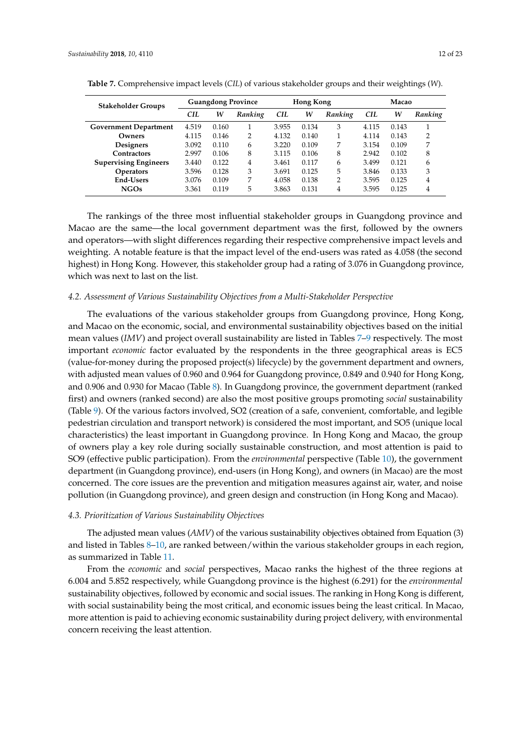**Table 7.** Comprehensive impact levels (*CIL*) of various stakeholder groups and their weightings (*W*).

| Stakeholder Groups | Guangdong Province | | | Hong Kong | | | Macao | | |
|---|---|---|---|---|---|---|---|---|---|
| | *CIL* | *W* | *Ranking* | *CIL* | *W* | *Ranking* | *CIL* | *W* | *Ranking* |
| **Government Department** | 4.519 | 0.160 | 1 | 3.955 | 0.134 | 3 | 4.115 | 0.143 | 1 |
| **Owners** | 4.115 | 0.146 | 2 | 4.132 | 0.140 | 1 | 4.114 | 0.143 | 2 |
| **Designers** | 3.092 | 0.110 | 6 | 3.220 | 0.109 | 7 | 3.154 | 0.109 | 7 |
| **Contractors** | 2.997 | 0.106 | 8 | 3.115 | 0.106 | 8 | 2.942 | 0.102 | 8 |
| **Supervising Engineers** | 3.440 | 0.122 | 4 | 3.461 | 0.117 | 6 | 3.499 | 0.121 | 6 |
| **Operators** | 3.596 | 0.128 | 3 | 3.691 | 0.125 | 5 | 3.846 | 0.133 | 3 |
| **End-Users** | 3.076 | 0.109 | 7 | 4.058 | 0.138 | 2 | 3.595 | 0.125 | 4 |
| **NGOs** | 3.361 | 0.119 | 5 | 3.863 | 0.131 | 4 | 3.595 | 0.125 | 4 |

The rankings of the three most influential stakeholder groups in Guangdong province and Macao are the same—the local government department was the first, followed by the owners and operators—with slight differences regarding their respective comprehensive impact levels and weighting. A notable feature is that the impact level of the end-users was rated as 4.058 (the second highest) in Hong Kong. However, this stakeholder group had a rating of 3.076 in Guangdong province, which was next to last on the list.

### *4.2. Assessment of Various Sustainability Objectives from a Multi-Stakeholder Perspective*

The evaluations of the various stakeholder groups from Guangdong province, Hong Kong, and Macao on the economic, social, and environmental sustainability objectives based on the initial mean values (*IMV*) and project overall sustainability are listed in Tables 7–9 respectively. The most important *economic* factor evaluated by the respondents in the three geographical areas is EC5 (value-for-money during the proposed project(s) lifecycle) by the government department and owners, with adjusted mean values of 0.960 and 0.964 for Guangdong province, 0.849 and 0.940 for Hong Kong, and 0.906 and 0.930 for Macao (Table 8). In Guangdong province, the government department (ranked first) and owners (ranked second) are also the most positive groups promoting *social* sustainability (Table 9). Of the various factors involved, SO2 (creation of a safe, convenient, comfortable, and legible pedestrian circulation and transport network) is considered the most important, and SO5 (unique local characteristics) the least important in Guangdong province. In Hong Kong and Macao, the group of owners play a key role during socially sustainable construction, and most attention is paid to SO9 (effective public participation). From the *environmental* perspective (Table 10), the government department (in Guangdong province), end-users (in Hong Kong), and owners (in Macao) are the most concerned. The core issues are the prevention and mitigation measures against air, water, and noise pollution (in Guangdong province), and green design and construction (in Hong Kong and Macao).

### *4.3. Prioritization of Various Sustainability Objectives*

The adjusted mean values (*AMV*) of the various sustainability objectives obtained from Equation (3) and listed in Tables 8–10, are ranked between/within the various stakeholder groups in each region, as summarized in Table 11.

From the *economic* and *social* perspectives, Macao ranks the highest of the three regions at 6.004 and 5.852 respectively, while Guangdong province is the highest (6.291) for the *environmental* sustainability objectives, followed by economic and social issues. The ranking in Hong Kong is different, with social sustainability being the most critical, and economic issues being the least critical. In Macao, more attention is paid to achieving economic sustainability during project delivery, with environmental concern receiving the least attention.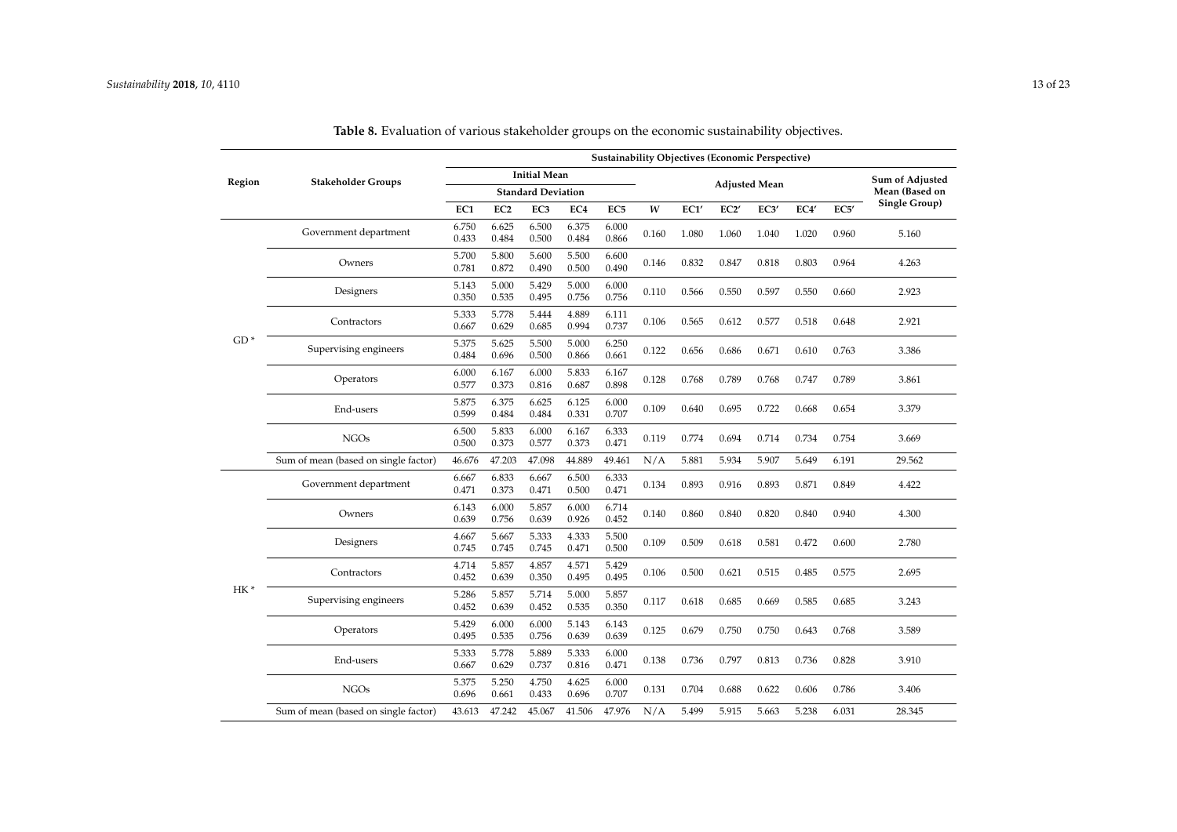**Table 8.** Evaluation of various stakeholder groups on the economic sustainability objectives.

| Region | Stakeholder Groups | Sustainability Objectives (Economic Perspective) | | | | | | | | | | | |
|---|---|---|---|---|---|---|---|---|---|---|---|---|---|
| | | Initial Mean / Standard Deviation | | | | | | Adjusted Mean | | | | | Sum of Adjusted Mean (Based on Single Group) |
| | | EC1 | EC2 | EC3 | EC4 | EC5 | *W* | EC1′ | EC2′ | EC3′ | EC4′ | EC5′ | |
| GD * | Government department | 6.750 0.433 | 6.625 0.484 | 6.500 0.500 | 6.375 0.484 | 6.000 0.866 | 0.160 | 1.080 | 1.060 | 1.040 | 1.020 | 0.960 | 5.160 |
| | Owners | 5.700 0.781 | 5.800 0.872 | 5.600 0.490 | 5.500 0.500 | 6.600 0.490 | 0.146 | 0.832 | 0.847 | 0.818 | 0.803 | 0.964 | 4.263 |
| | Designers | 5.143 0.350 | 5.000 0.535 | 5.429 0.495 | 5.000 0.756 | 6.000 0.756 | 0.110 | 0.566 | 0.550 | 0.597 | 0.550 | 0.660 | 2.923 |
| | Contractors | 5.333 0.667 | 5.778 0.629 | 5.444 0.685 | 4.889 0.994 | 6.111 0.737 | 0.106 | 0.565 | 0.612 | 0.577 | 0.518 | 0.648 | 2.921 |
| | Supervising engineers | 5.375 0.484 | 5.625 0.696 | 5.500 0.500 | 5.000 0.866 | 6.250 0.661 | 0.122 | 0.656 | 0.686 | 0.671 | 0.610 | 0.763 | 3.386 |
| | Operators | 6.000 0.577 | 6.167 0.373 | 6.000 0.816 | 5.833 0.687 | 6.167 0.898 | 0.128 | 0.768 | 0.789 | 0.768 | 0.747 | 0.789 | 3.861 |
| | End-users | 5.875 0.599 | 6.375 0.484 | 6.625 0.484 | 6.125 0.331 | 6.000 0.707 | 0.109 | 0.640 | 0.695 | 0.722 | 0.668 | 0.654 | 3.379 |
| | NGOs | 6.500 0.500 | 5.833 0.373 | 6.000 0.577 | 6.167 0.373 | 6.333 0.471 | 0.119 | 0.774 | 0.694 | 0.714 | 0.734 | 0.754 | 3.669 |
| | Sum of mean (based on single factor) | 46.676 | 47.203 | 47.098 | 44.889 | 49.461 | N/A | 5.881 | 5.934 | 5.907 | 5.649 | 6.191 | 29.562 |
| HK * | Government department | 6.667 0.471 | 6.833 0.373 | 6.667 0.471 | 6.500 0.500 | 6.333 0.471 | 0.134 | 0.893 | 0.916 | 0.893 | 0.871 | 0.849 | 4.422 |
| | Owners | 6.143 0.639 | 6.000 0.756 | 5.857 0.639 | 6.000 0.926 | 6.714 0.452 | 0.140 | 0.860 | 0.840 | 0.820 | 0.840 | 0.940 | 4.300 |
| | Designers | 4.667 0.745 | 5.667 0.745 | 5.333 0.745 | 4.333 0.471 | 5.500 0.500 | 0.109 | 0.509 | 0.618 | 0.581 | 0.472 | 0.600 | 2.780 |
| | Contractors | 4.714 0.452 | 5.857 0.639 | 4.857 0.350 | 4.571 0.495 | 5.429 0.495 | 0.106 | 0.500 | 0.621 | 0.515 | 0.485 | 0.575 | 2.695 |
| | Supervising engineers | 5.286 0.452 | 5.857 0.639 | 5.714 0.452 | 5.000 0.535 | 5.857 0.350 | 0.117 | 0.618 | 0.685 | 0.669 | 0.585 | 0.685 | 3.243 |
| | Operators | 5.429 0.495 | 6.000 0.535 | 6.000 0.756 | 5.143 0.639 | 6.143 0.639 | 0.125 | 0.679 | 0.750 | 0.750 | 0.643 | 0.768 | 3.589 |
| | End-users | 5.333 0.667 | 5.778 0.629 | 5.889 0.737 | 5.333 0.816 | 6.000 0.471 | 0.138 | 0.736 | 0.797 | 0.813 | 0.736 | 0.828 | 3.910 |
| | NGOs | 5.375 0.696 | 5.250 0.661 | 4.750 0.433 | 4.625 0.696 | 6.000 0.707 | 0.131 | 0.704 | 0.688 | 0.622 | 0.606 | 0.786 | 3.406 |
| | Sum of mean (based on single factor) | 43.613 | 47.242 | 45.067 | 41.506 | 47.976 | N/A | 5.499 | 5.915 | 5.663 | 5.238 | 6.031 | 28.345 |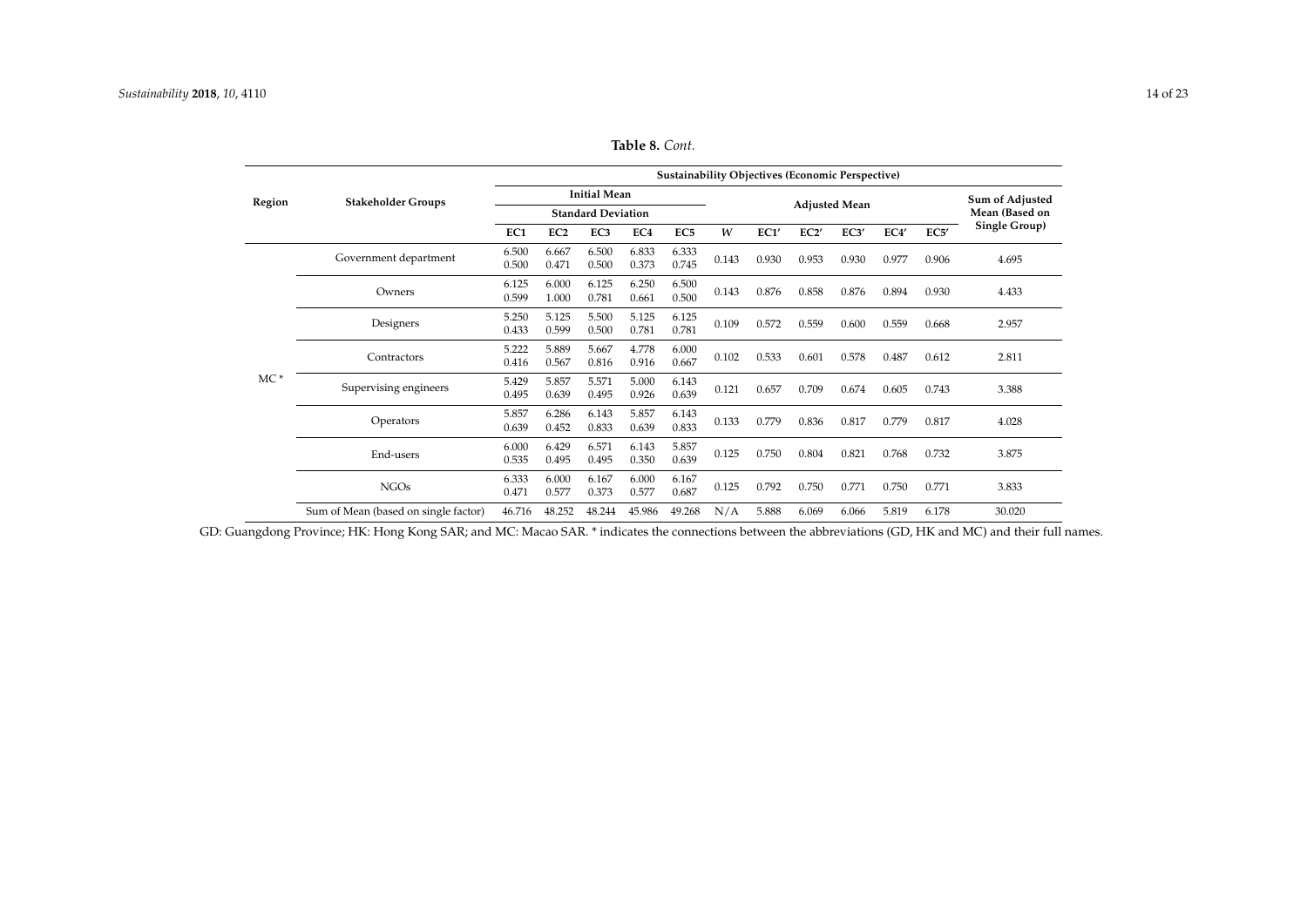**Table 8.** *Cont.*

| Region | Stakeholder Groups | Sustainability Objectives (Economic Perspective) | | | | | | | | | | | |
|---|---|---|---|---|---|---|---|---|---|---|---|---|---|
| | | Initial Mean / Standard Deviation | | | | | Adjusted Mean | | | | | | Sum of Adjusted Mean (Based on Single Group) |
| | | EC1 | EC2 | EC3 | EC4 | EC5 | *W* | EC1′ | EC2′ | EC3′ | EC4′ | EC5′ | |
| MC * | Government department | 6.500<br>0.500 | 6.667<br>0.471 | 6.500<br>0.500 | 6.833<br>0.373 | 6.333<br>0.745 | 0.143 | 0.930 | 0.953 | 0.930 | 0.977 | 0.906 | 4.695 |
| | Owners | 6.125<br>0.599 | 6.000<br>1.000 | 6.125<br>0.781 | 6.250<br>0.661 | 6.500<br>0.500 | 0.143 | 0.876 | 0.858 | 0.876 | 0.894 | 0.930 | 4.433 |
| | Designers | 5.250<br>0.433 | 5.125<br>0.599 | 5.500<br>0.500 | 5.125<br>0.781 | 6.125<br>0.781 | 0.109 | 0.572 | 0.559 | 0.600 | 0.559 | 0.668 | 2.957 |
| | Contractors | 5.222<br>0.416 | 5.889<br>0.567 | 5.667<br>0.816 | 4.778<br>0.916 | 6.000<br>0.667 | 0.102 | 0.533 | 0.601 | 0.578 | 0.487 | 0.612 | 2.811 |
| | Supervising engineers | 5.429<br>0.495 | 5.857<br>0.639 | 5.571<br>0.495 | 5.000<br>0.926 | 6.143<br>0.639 | 0.121 | 0.657 | 0.709 | 0.674 | 0.605 | 0.743 | 3.388 |
| | Operators | 5.857<br>0.639 | 6.286<br>0.452 | 6.143<br>0.833 | 5.857<br>0.639 | 6.143<br>0.833 | 0.133 | 0.779 | 0.836 | 0.817 | 0.779 | 0.817 | 4.028 |
| | End-users | 6.000<br>0.535 | 6.429<br>0.495 | 6.571<br>0.495 | 6.143<br>0.350 | 5.857<br>0.639 | 0.125 | 0.750 | 0.804 | 0.821 | 0.768 | 0.732 | 3.875 |
| | NGOs | 6.333<br>0.471 | 6.000<br>0.577 | 6.167<br>0.373 | 6.000<br>0.577 | 6.167<br>0.687 | 0.125 | 0.792 | 0.750 | 0.771 | 0.750 | 0.771 | 3.833 |
| | Sum of Mean (based on single factor) | 46.716 | 48.252 | 48.244 | 45.986 | 49.268 | N/A | 5.888 | 6.069 | 6.066 | 5.819 | 6.178 | 30.020 |

GD: Guangdong Province; HK: Hong Kong SAR; and MC: Macao SAR. * indicates the connections between the abbreviations (GD, HK and MC) and their full names.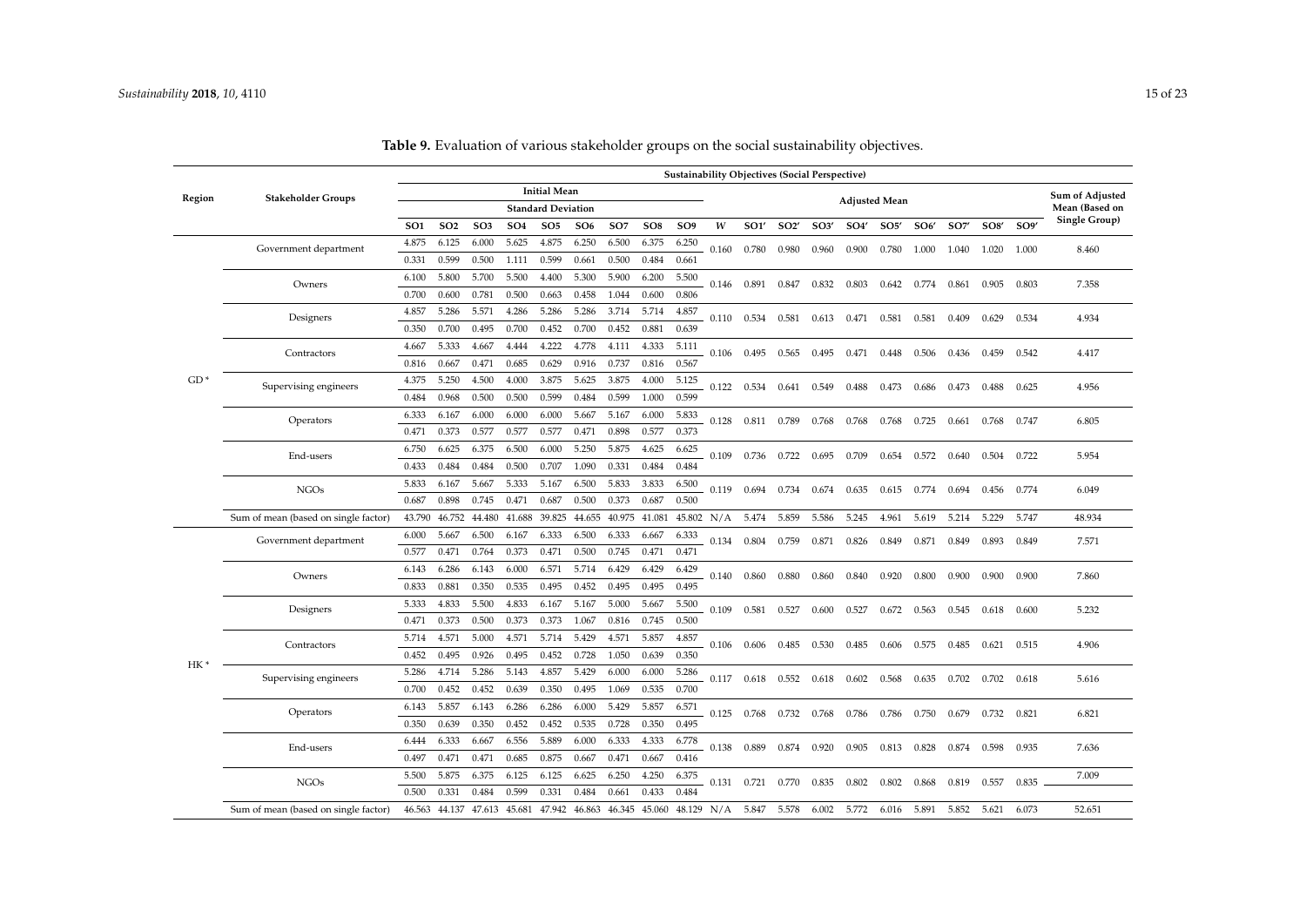**Table 9.** Evaluation of various stakeholder groups on the social sustainability objectives.

| Region | Stakeholder Groups | Sustainability Objectives (Social Perspective) | | | | | | | | | | | | | | | | | | | |
|---|---|---|---|---|---|---|---|---|---|---|---|---|---|---|---|---|---|---|---|---|---|
| | | Initial Mean / Standard Deviation | | | | | | | | | | Adjusted Mean | | | | | | | | | Sum of Adjusted Mean (Based on Single Group) |
| | | SO1 | SO2 | SO3 | SO4 | SO5 | SO6 | SO7 | SO8 | SO9 | *W* | SO1′ | SO2′ | SO3′ | SO4′ | SO5′ | SO6′ | SO7′ | SO8′ | SO9′ | |
| GD * | Government department | 4.875 | 6.125 | 6.000 | 5.625 | 4.875 | 6.250 | 6.500 | 6.375 | 6.250 | 0.160 | 0.780 | 0.980 | 0.960 | 0.900 | 0.780 | 1.000 | 1.040 | 1.020 | 1.000 | 8.460 |
| | | 0.331 | 0.599 | 0.500 | 1.111 | 0.599 | 0.661 | 0.500 | 0.484 | 0.661 | | | | | | | | | | | |
| | Owners | 6.100 | 5.800 | 5.700 | 5.500 | 4.400 | 5.300 | 5.900 | 6.200 | 5.500 | 0.146 | 0.891 | 0.847 | 0.832 | 0.803 | 0.642 | 0.774 | 0.861 | 0.905 | 0.803 | 7.358 |
| | | 0.700 | 0.600 | 0.781 | 0.500 | 0.663 | 0.458 | 1.044 | 0.600 | 0.806 | | | | | | | | | | | |
| | Designers | 4.857 | 5.286 | 5.571 | 4.286 | 5.286 | 5.286 | 3.714 | 5.714 | 4.857 | 0.110 | 0.534 | 0.581 | 0.613 | 0.471 | 0.581 | 0.581 | 0.409 | 0.629 | 0.534 | 4.934 |
| | | 0.350 | 0.700 | 0.495 | 0.700 | 0.452 | 0.700 | 0.452 | 0.881 | 0.639 | | | | | | | | | | | |
| | Contractors | 4.667 | 5.333 | 4.667 | 4.444 | 4.222 | 4.778 | 4.111 | 4.333 | 5.111 | 0.106 | 0.495 | 0.565 | 0.495 | 0.471 | 0.448 | 0.506 | 0.436 | 0.459 | 0.542 | 4.417 |
| | | 0.816 | 0.667 | 0.471 | 0.685 | 0.629 | 0.916 | 0.737 | 0.816 | 0.567 | | | | | | | | | | | |
| | Supervising engineers | 4.375 | 5.250 | 4.500 | 4.000 | 3.875 | 5.625 | 3.875 | 4.000 | 5.125 | 0.122 | 0.534 | 0.641 | 0.549 | 0.488 | 0.473 | 0.686 | 0.473 | 0.488 | 0.625 | 4.956 |
| | | 0.484 | 0.968 | 0.500 | 0.500 | 0.599 | 0.484 | 0.599 | 1.000 | 0.599 | | | | | | | | | | | |
| | Operators | 6.333 | 6.167 | 6.000 | 6.000 | 6.000 | 5.667 | 5.167 | 6.000 | 5.833 | 0.128 | 0.811 | 0.789 | 0.768 | 0.768 | 0.768 | 0.725 | 0.661 | 0.768 | 0.747 | 6.805 |
| | | 0.471 | 0.373 | 0.577 | 0.577 | 0.577 | 0.471 | 0.898 | 0.577 | 0.373 | | | | | | | | | | | |
| | End-users | 6.750 | 6.625 | 6.375 | 6.500 | 6.000 | 5.250 | 5.875 | 4.625 | 6.625 | 0.109 | 0.736 | 0.722 | 0.695 | 0.709 | 0.654 | 0.572 | 0.640 | 0.504 | 0.722 | 5.954 |
| | | 0.433 | 0.484 | 0.484 | 0.500 | 0.707 | 1.090 | 0.331 | 0.484 | 0.484 | | | | | | | | | | | |
| | NGOs | 5.833 | 6.167 | 5.667 | 5.333 | 5.167 | 6.500 | 5.833 | 3.833 | 6.500 | 0.119 | 0.694 | 0.734 | 0.674 | 0.635 | 0.615 | 0.774 | 0.694 | 0.456 | 0.774 | 6.049 |
| | | 0.687 | 0.898 | 0.745 | 0.471 | 0.687 | 0.500 | 0.373 | 0.687 | 0.500 | | | | | | | | | | | |
| | Sum of mean (based on single factor) | 43.790 | 46.752 | 44.480 | 41.688 | 39.825 | 44.655 | 40.975 | 41.081 | 45.802 | N/A | 5.474 | 5.859 | 5.586 | 5.245 | 4.961 | 5.619 | 5.214 | 5.229 | 5.747 | 48.934 |
| HK * | Government department | 6.000 | 5.667 | 6.500 | 6.167 | 6.333 | 6.500 | 6.333 | 6.667 | 6.333 | 0.134 | 0.804 | 0.759 | 0.871 | 0.826 | 0.849 | 0.871 | 0.849 | 0.893 | 0.849 | 7.571 |
| | | 0.577 | 0.471 | 0.764 | 0.373 | 0.471 | 0.500 | 0.745 | 0.471 | 0.471 | | | | | | | | | | | |
| | Owners | 6.143 | 6.286 | 6.143 | 6.000 | 6.571 | 5.714 | 6.429 | 6.429 | 6.429 | 0.140 | 0.860 | 0.880 | 0.860 | 0.840 | 0.920 | 0.800 | 0.900 | 0.900 | 0.900 | 7.860 |
| | | 0.833 | 0.881 | 0.350 | 0.535 | 0.495 | 0.452 | 0.495 | 0.495 | 0.495 | | | | | | | | | | | |
| | Designers | 5.333 | 4.833 | 5.500 | 4.833 | 6.167 | 5.167 | 5.000 | 5.667 | 5.500 | 0.109 | 0.581 | 0.527 | 0.600 | 0.527 | 0.672 | 0.563 | 0.545 | 0.618 | 0.600 | 5.232 |
| | | 0.471 | 0.373 | 0.500 | 0.373 | 0.373 | 1.067 | 0.816 | 0.745 | 0.500 | | | | | | | | | | | |
| | Contractors | 5.714 | 4.571 | 5.000 | 4.571 | 5.714 | 5.429 | 4.571 | 5.857 | 4.857 | 0.106 | 0.606 | 0.485 | 0.530 | 0.485 | 0.606 | 0.575 | 0.485 | 0.621 | 0.515 | 4.906 |
| | | 0.452 | 0.495 | 0.926 | 0.495 | 0.452 | 0.728 | 1.050 | 0.639 | 0.350 | | | | | | | | | | | |
| | Supervising engineers | 5.286 | 4.714 | 5.286 | 5.143 | 4.857 | 5.429 | 6.000 | 6.000 | 5.286 | 0.117 | 0.618 | 0.552 | 0.618 | 0.602 | 0.568 | 0.635 | 0.702 | 0.702 | 0.618 | 5.616 |
| | | 0.700 | 0.452 | 0.452 | 0.639 | 0.350 | 0.495 | 1.069 | 0.535 | 0.700 | | | | | | | | | | | |
| | Operators | 6.143 | 5.857 | 6.143 | 6.286 | 6.286 | 6.000 | 5.429 | 5.857 | 6.571 | 0.125 | 0.768 | 0.732 | 0.768 | 0.786 | 0.786 | 0.750 | 0.679 | 0.732 | 0.821 | 6.821 |
| | | 0.350 | 0.639 | 0.350 | 0.452 | 0.452 | 0.535 | 0.728 | 0.350 | 0.495 | | | | | | | | | | | |
| | End-users | 6.444 | 6.333 | 6.667 | 6.556 | 5.889 | 6.000 | 6.333 | 4.333 | 6.778 | 0.138 | 0.889 | 0.874 | 0.920 | 0.905 | 0.813 | 0.828 | 0.874 | 0.598 | 0.935 | 7.636 |
| | | 0.497 | 0.471 | 0.471 | 0.685 | 0.875 | 0.667 | 0.471 | 0.667 | 0.416 | | | | | | | | | | | |
| | NGOs | 5.500 | 5.875 | 6.375 | 6.125 | 6.125 | 6.625 | 6.250 | 4.250 | 6.375 | 0.131 | 0.721 | 0.770 | 0.835 | 0.802 | 0.802 | 0.868 | 0.819 | 0.557 | 0.835 | 7.009 |
| | | 0.500 | 0.331 | 0.484 | 0.599 | 0.331 | 0.484 | 0.661 | 0.433 | 0.484 | | | | | | | | | | | |
| | Sum of mean (based on single factor) | 46.563 | 44.137 | 47.613 | 45.681 | 47.942 | 46.863 | 46.345 | 45.060 | 48.129 | N/A | 5.847 | 5.578 | 6.002 | 5.772 | 6.016 | 5.891 | 5.852 | 5.621 | 6.073 | 52.651 |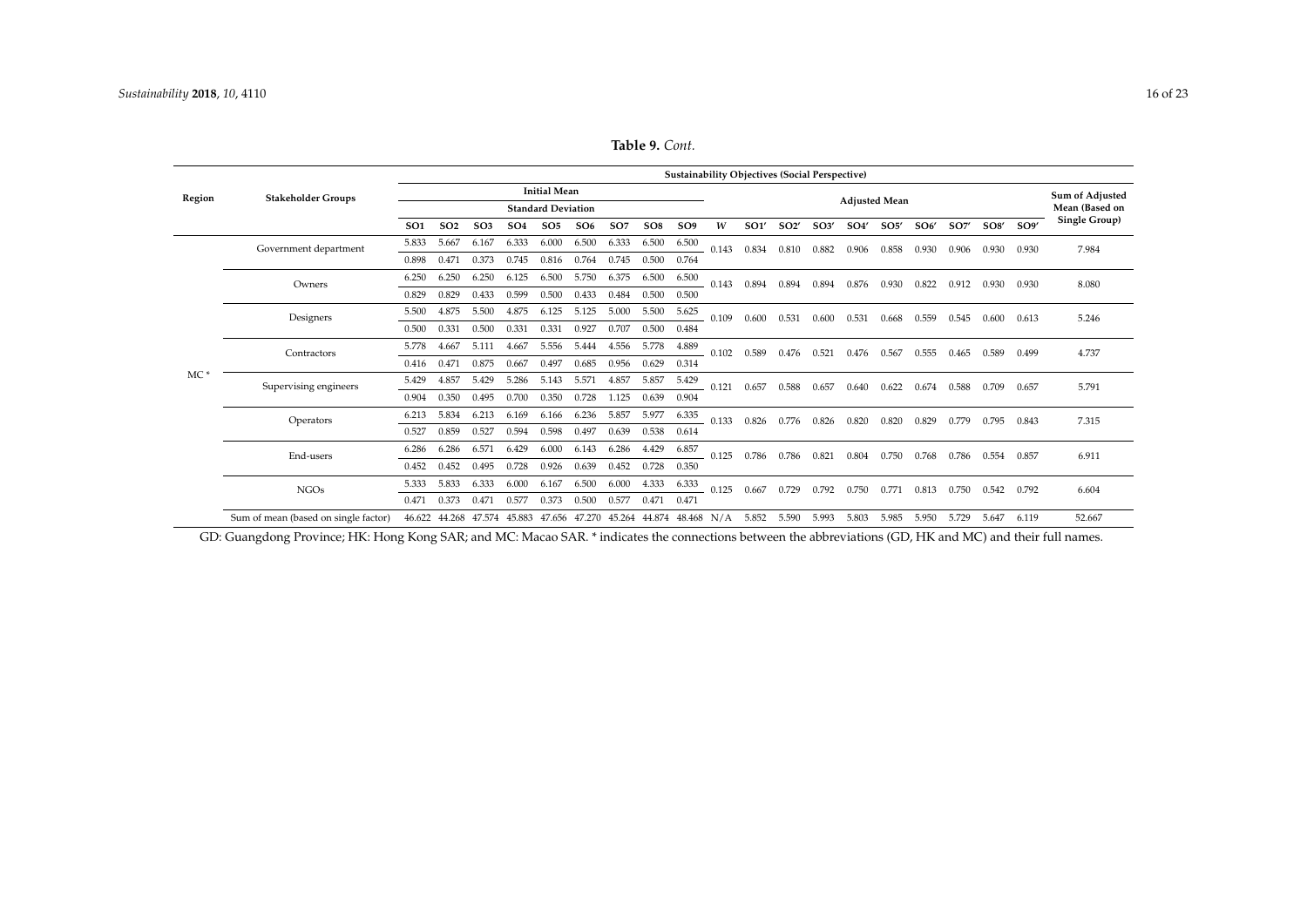**Table 9.** *Cont.*

| Region | Stakeholder Groups | Sustainability Objectives (Social Perspective) | | | | | | | | | | | | | | | | | | | Sum of Adjusted Mean (Based on Single Group) |
|---|---|---|---|---|---|---|---|---|---|---|---|---|---|---|---|---|---|---|---|---|---|
| | | Initial Mean / Standard Deviation | | | | | | | | | | Adjusted Mean | | | | | | | | | |
| | | SO1 | SO2 | SO3 | SO4 | SO5 | SO6 | SO7 | SO8 | SO9 | *W* | SO1′ | SO2′ | SO3′ | SO4′ | SO5′ | SO6′ | SO7′ | SO8′ | SO9′ | |
| MC * | Government department | 5.833 | 5.667 | 6.167 | 6.333 | 6.000 | 6.500 | 6.333 | 6.500 | 6.500 | 0.143 | 0.834 | 0.810 | 0.882 | 0.906 | 0.858 | 0.930 | 0.906 | 0.930 | 0.930 | 7.984 |
| | | 0.898 | 0.471 | 0.373 | 0.745 | 0.816 | 0.764 | 0.745 | 0.500 | 0.764 | | | | | | | | | | | |
| | Owners | 6.250 | 6.250 | 6.250 | 6.125 | 6.500 | 5.750 | 6.375 | 6.500 | 6.500 | 0.143 | 0.894 | 0.894 | 0.894 | 0.876 | 0.930 | 0.822 | 0.912 | 0.930 | 0.930 | 8.080 |
| | | 0.829 | 0.829 | 0.433 | 0.599 | 0.500 | 0.433 | 0.484 | 0.500 | 0.500 | | | | | | | | | | | |
| | Designers | 5.500 | 4.875 | 5.500 | 4.875 | 6.125 | 5.125 | 5.000 | 5.500 | 5.625 | 0.109 | 0.600 | 0.531 | 0.600 | 0.531 | 0.668 | 0.559 | 0.545 | 0.600 | 0.613 | 5.246 |
| | | 0.500 | 0.331 | 0.500 | 0.331 | 0.331 | 0.927 | 0.707 | 0.500 | 0.484 | | | | | | | | | | | |
| | Contractors | 5.778 | 4.667 | 5.111 | 4.667 | 5.556 | 5.444 | 4.556 | 5.778 | 4.889 | 0.102 | 0.589 | 0.476 | 0.521 | 0.476 | 0.567 | 0.555 | 0.465 | 0.589 | 0.499 | 4.737 |
| | | 0.416 | 0.471 | 0.875 | 0.667 | 0.497 | 0.685 | 0.956 | 0.629 | 0.314 | | | | | | | | | | | |
| | Supervising engineers | 5.429 | 4.857 | 5.429 | 5.286 | 5.143 | 5.571 | 4.857 | 5.857 | 5.429 | 0.121 | 0.657 | 0.588 | 0.657 | 0.640 | 0.622 | 0.674 | 0.588 | 0.709 | 0.657 | 5.791 |
| | | 0.904 | 0.350 | 0.495 | 0.700 | 0.350 | 0.728 | 1.125 | 0.639 | 0.904 | | | | | | | | | | | |
| | Operators | 6.213 | 5.834 | 6.213 | 6.169 | 6.166 | 6.236 | 5.857 | 5.977 | 6.335 | 0.133 | 0.826 | 0.776 | 0.826 | 0.820 | 0.820 | 0.829 | 0.779 | 0.795 | 0.843 | 7.315 |
| | | 0.527 | 0.859 | 0.527 | 0.594 | 0.598 | 0.497 | 0.639 | 0.538 | 0.614 | | | | | | | | | | | |
| | End-users | 6.286 | 6.286 | 6.571 | 6.429 | 6.000 | 6.143 | 6.286 | 4.429 | 6.857 | 0.125 | 0.786 | 0.786 | 0.821 | 0.804 | 0.750 | 0.768 | 0.786 | 0.554 | 0.857 | 6.911 |
| | | 0.452 | 0.452 | 0.495 | 0.728 | 0.926 | 0.639 | 0.452 | 0.728 | 0.350 | | | | | | | | | | | |
| | NGOs | 5.333 | 5.833 | 6.333 | 6.000 | 6.167 | 6.500 | 6.000 | 4.333 | 6.333 | 0.125 | 0.667 | 0.729 | 0.792 | 0.750 | 0.771 | 0.813 | 0.750 | 0.542 | 0.792 | 6.604 |
| | | 0.471 | 0.373 | 0.471 | 0.577 | 0.373 | 0.500 | 0.577 | 0.471 | 0.471 | | | | | | | | | | | |
| | Sum of mean (based on single factor) | 46.622 | 44.268 | 47.574 | 45.883 | 47.656 | 47.270 | 45.264 | 44.874 | 48.468 | N/A | 5.852 | 5.590 | 5.993 | 5.803 | 5.985 | 5.950 | 5.729 | 5.647 | 6.119 | 52.667 |

GD: Guangdong Province; HK: Hong Kong SAR; and MC: Macao SAR. * indicates the connections between the abbreviations (GD, HK and MC) and their full names.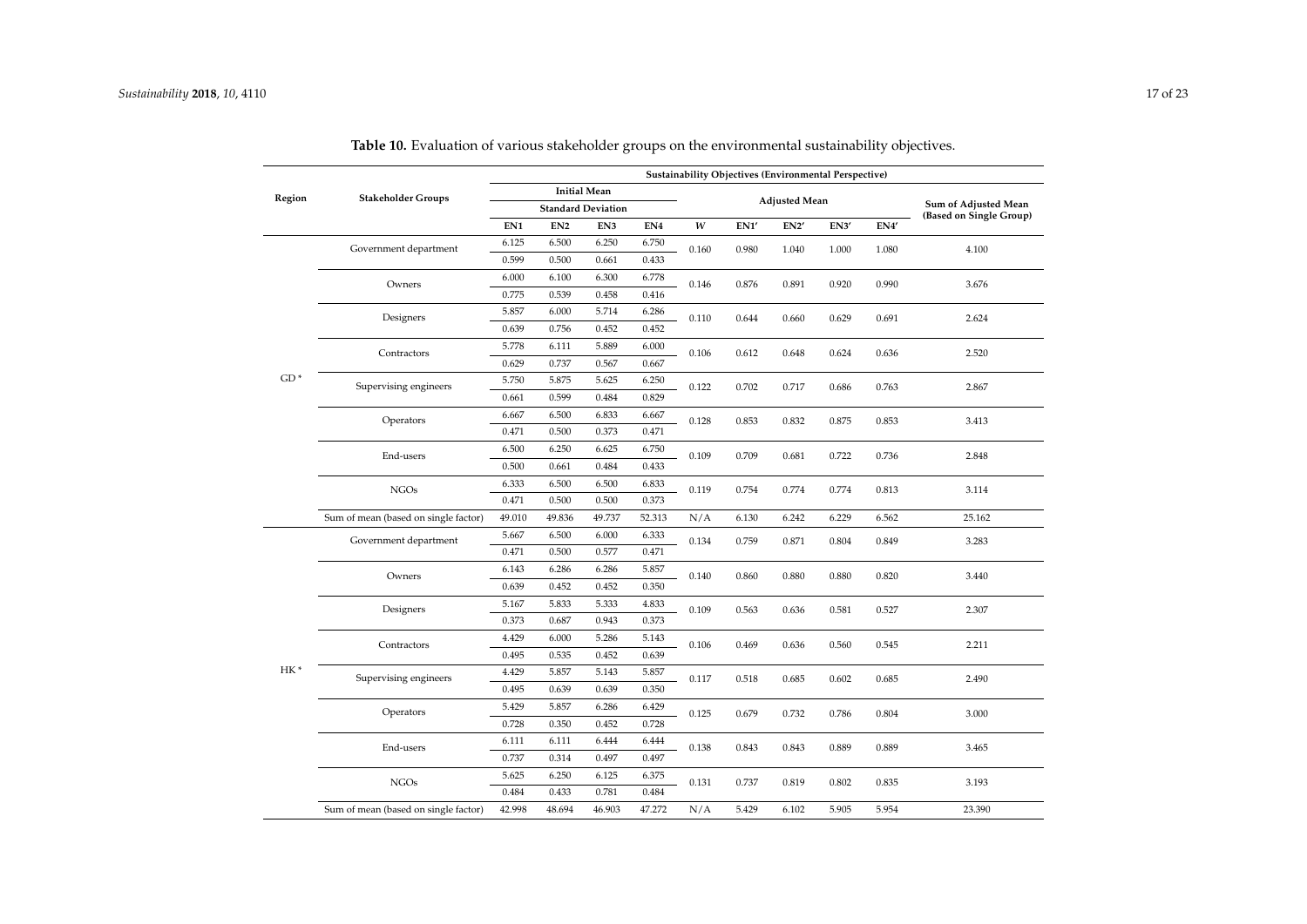**Table 10.** Evaluation of various stakeholder groups on the environmental sustainability objectives.

| Region | Stakeholder Groups | Sustainability Objectives (Environmental Perspective) | | | | | | | | | |
|---|---|---|---|---|---|---|---|---|---|---|---|
| | | Initial Mean / Standard Deviation | | | | | Adjusted Mean | | | | Sum of Adjusted Mean (Based on Single Group) |
| | | EN1 | EN2 | EN3 | EN4 | *W* | EN1′ | EN2′ | EN3′ | EN4′ | |
| GD * | Government department | 6.125 | 6.500 | 6.250 | 6.750 | 0.160 | 0.980 | 1.040 | 1.000 | 1.080 | 4.100 |
| | | 0.599 | 0.500 | 0.661 | 0.433 | | | | | | |
| | Owners | 6.000 | 6.100 | 6.300 | 6.778 | 0.146 | 0.876 | 0.891 | 0.920 | 0.990 | 3.676 |
| | | 0.775 | 0.539 | 0.458 | 0.416 | | | | | | |
| | Designers | 5.857 | 6.000 | 5.714 | 6.286 | 0.110 | 0.644 | 0.660 | 0.629 | 0.691 | 2.624 |
| | | 0.639 | 0.756 | 0.452 | 0.452 | | | | | | |
| | Contractors | 5.778 | 6.111 | 5.889 | 6.000 | 0.106 | 0.612 | 0.648 | 0.624 | 0.636 | 2.520 |
| | | 0.629 | 0.737 | 0.567 | 0.667 | | | | | | |
| | Supervising engineers | 5.750 | 5.875 | 5.625 | 6.250 | 0.122 | 0.702 | 0.717 | 0.686 | 0.763 | 2.867 |
| | | 0.661 | 0.599 | 0.484 | 0.829 | | | | | | |
| | Operators | 6.667 | 6.500 | 6.833 | 6.667 | 0.128 | 0.853 | 0.832 | 0.875 | 0.853 | 3.413 |
| | | 0.471 | 0.500 | 0.373 | 0.471 | | | | | | |
| | End-users | 6.500 | 6.250 | 6.625 | 6.750 | 0.109 | 0.709 | 0.681 | 0.722 | 0.736 | 2.848 |
| | | 0.500 | 0.661 | 0.484 | 0.433 | | | | | | |
| | NGOs | 6.333 | 6.500 | 6.500 | 6.833 | 0.119 | 0.754 | 0.774 | 0.774 | 0.813 | 3.114 |
| | | 0.471 | 0.500 | 0.500 | 0.373 | | | | | | |
| | Sum of mean (based on single factor) | 49.010 | 49.836 | 49.737 | 52.313 | N/A | 6.130 | 6.242 | 6.229 | 6.562 | 25.162 |
| HK * | Government department | 5.667 | 6.500 | 6.000 | 6.333 | 0.134 | 0.759 | 0.871 | 0.804 | 0.849 | 3.283 |
| | | 0.471 | 0.500 | 0.577 | 0.471 | | | | | | |
| | Owners | 6.143 | 6.286 | 6.286 | 5.857 | 0.140 | 0.860 | 0.880 | 0.880 | 0.820 | 3.440 |
| | | 0.639 | 0.452 | 0.452 | 0.350 | | | | | | |
| | Designers | 5.167 | 5.833 | 5.333 | 4.833 | 0.109 | 0.563 | 0.636 | 0.581 | 0.527 | 2.307 |
| | | 0.373 | 0.687 | 0.943 | 0.373 | | | | | | |
| | Contractors | 4.429 | 6.000 | 5.286 | 5.143 | 0.106 | 0.469 | 0.636 | 0.560 | 0.545 | 2.211 |
| | | 0.495 | 0.535 | 0.452 | 0.639 | | | | | | |
| | Supervising engineers | 4.429 | 5.857 | 5.143 | 5.857 | 0.117 | 0.518 | 0.685 | 0.602 | 0.685 | 2.490 |
| | | 0.495 | 0.639 | 0.639 | 0.350 | | | | | | |
| | Operators | 5.429 | 5.857 | 6.286 | 6.429 | 0.125 | 0.679 | 0.732 | 0.786 | 0.804 | 3.000 |
| | | 0.728 | 0.350 | 0.452 | 0.728 | | | | | | |
| | End-users | 6.111 | 6.111 | 6.444 | 6.444 | 0.138 | 0.843 | 0.843 | 0.889 | 0.889 | 3.465 |
| | | 0.737 | 0.314 | 0.497 | 0.497 | | | | | | |
| | NGOs | 5.625 | 6.250 | 6.125 | 6.375 | 0.131 | 0.737 | 0.819 | 0.802 | 0.835 | 3.193 |
| | | 0.484 | 0.433 | 0.781 | 0.484 | | | | | | |
| | Sum of mean (based on single factor) | 42.998 | 48.694 | 46.903 | 47.272 | N/A | 5.429 | 6.102 | 5.905 | 5.954 | 23.390 |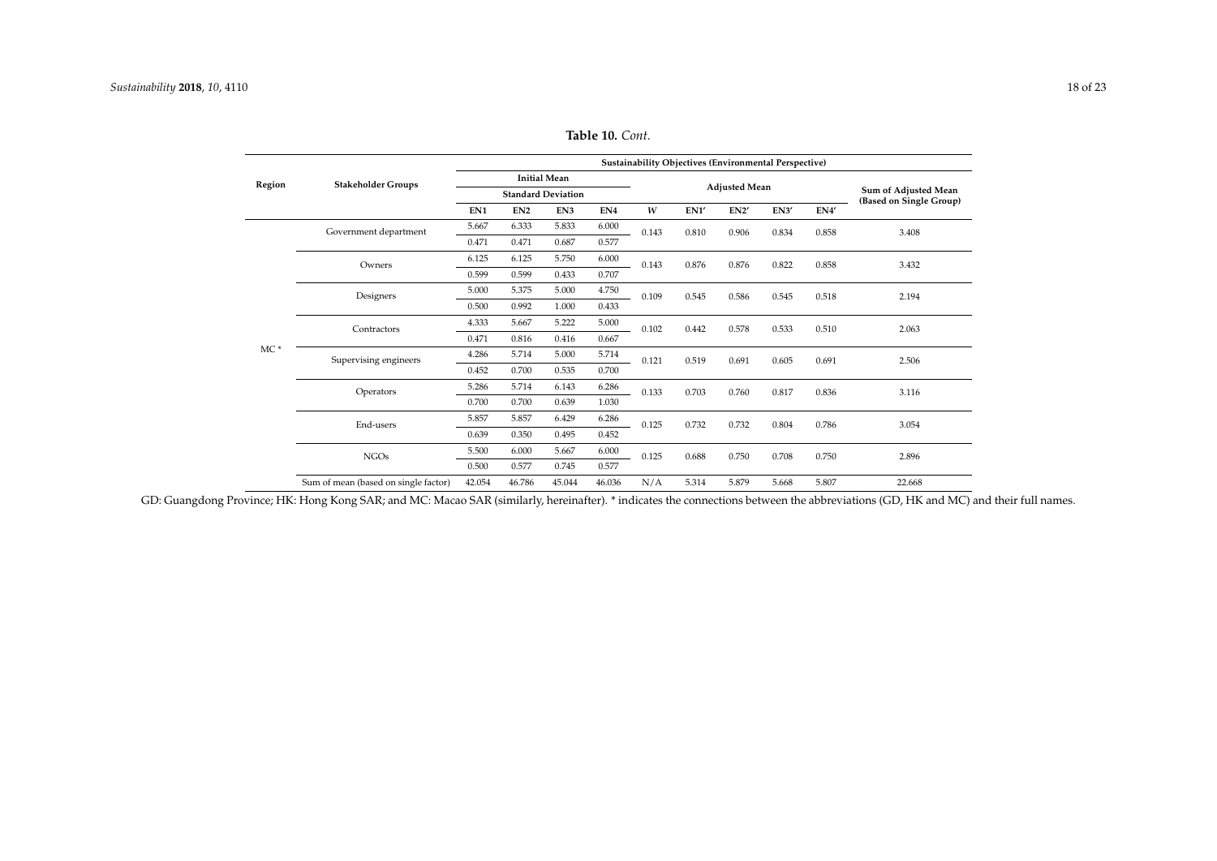**Table 10.** *Cont.*

| Region | Stakeholder Groups | Sustainability Objectives (Environmental Perspective) | | | | | | | | | |
|---|---|---|---|---|---|---|---|---|---|---|---|
| | | Initial Mean | | | | Adjusted Mean | | | | | Sum of Adjusted Mean (Based on Single Group) |
| | | Standard Deviation | | | | | | | | | |
| | | EN1 | EN2 | EN3 | EN4 | $W$ | EN1′ | EN2′ | EN3′ | EN4′ | |
| MC * | Government department | 5.667 | 6.333 | 5.833 | 6.000 | 0.143 | 0.810 | 0.906 | 0.834 | 0.858 | 3.408 |
| | | 0.471 | 0.471 | 0.687 | 0.577 | | | | | | |
| | Owners | 6.125 | 6.125 | 5.750 | 6.000 | 0.143 | 0.876 | 0.876 | 0.822 | 0.858 | 3.432 |
| | | 0.599 | 0.599 | 0.433 | 0.707 | | | | | | |
| | Designers | 5.000 | 5.375 | 5.000 | 4.750 | 0.109 | 0.545 | 0.586 | 0.545 | 0.518 | 2.194 |
| | | 0.500 | 0.992 | 1.000 | 0.433 | | | | | | |
| | Contractors | 4.333 | 5.667 | 5.222 | 5.000 | 0.102 | 0.442 | 0.578 | 0.533 | 0.510 | 2.063 |
| | | 0.471 | 0.816 | 0.416 | 0.667 | | | | | | |
| | Supervising engineers | 4.286 | 5.714 | 5.000 | 5.714 | 0.121 | 0.519 | 0.691 | 0.605 | 0.691 | 2.506 |
| | | 0.452 | 0.700 | 0.535 | 0.700 | | | | | | |
| | Operators | 5.286 | 5.714 | 6.143 | 6.286 | 0.133 | 0.703 | 0.760 | 0.817 | 0.836 | 3.116 |
| | | 0.700 | 0.700 | 0.639 | 1.030 | | | | | | |
| | End-users | 5.857 | 5.857 | 6.429 | 6.286 | 0.125 | 0.732 | 0.732 | 0.804 | 0.786 | 3.054 |
| | | 0.639 | 0.350 | 0.495 | 0.452 | | | | | | |
| | NGOs | 5.500 | 6.000 | 5.667 | 6.000 | 0.125 | 0.688 | 0.750 | 0.708 | 0.750 | 2.896 |
| | | 0.500 | 0.577 | 0.745 | 0.577 | | | | | | |
| | Sum of mean (based on single factor) | 42.054 | 46.786 | 45.044 | 46.036 | N/A | 5.314 | 5.879 | 5.668 | 5.807 | 22.668 |

GD: Guangdong Province; HK: Hong Kong SAR; and MC: Macao SAR (similarly, hereinafter). * indicates the connections between the abbreviations (GD, HK and MC) and their full names.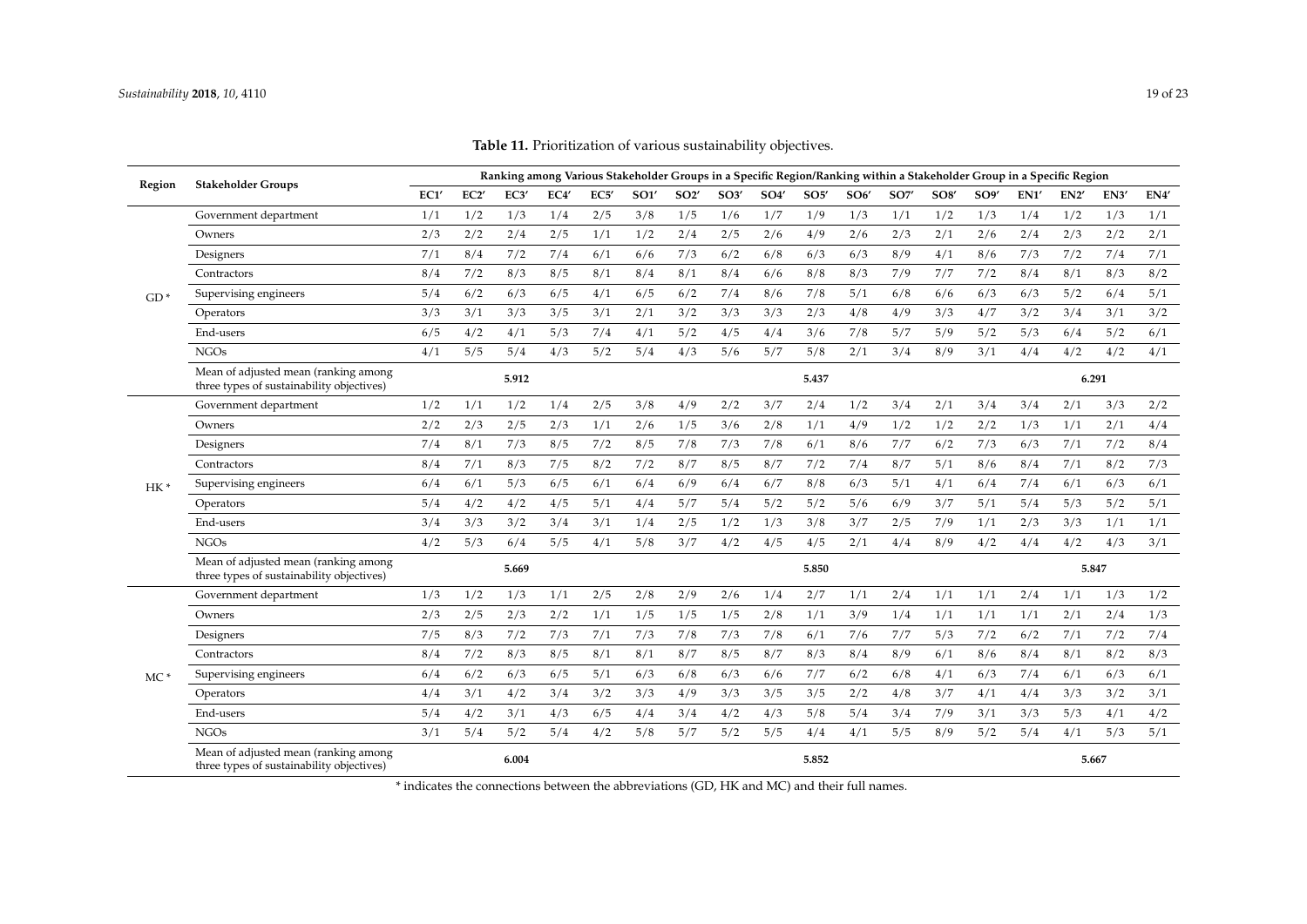**Table 11.** Prioritization of various sustainability objectives.

| Region | Stakeholder Groups | Ranking among Various Stakeholder Groups in a Specific Region/Ranking within a Stakeholder Group in a Specific Region | | | | | | | | | | | | | | | | | |
|---|---|---|---|---|---|---|---|---|---|---|---|---|---|---|---|---|---|---|---|
| | | EC1′ | EC2′ | EC3′ | EC4′ | EC5′ | SO1′ | SO2′ | SO3′ | SO4′ | SO5′ | SO6′ | SO7′ | SO8′ | SO9′ | EN1′ | EN2′ | EN3′ | EN4′ |
| GD * | Government department | 1/1 | 1/2 | 1/3 | 1/4 | 2/5 | 3/8 | 1/5 | 1/6 | 1/7 | 1/9 | 1/3 | 1/1 | 1/2 | 1/3 | 1/4 | 1/2 | 1/3 | 1/1 |
| | Owners | 2/3 | 2/2 | 2/4 | 2/5 | 1/1 | 1/2 | 2/4 | 2/5 | 2/6 | 4/9 | 2/6 | 2/3 | 2/1 | 2/6 | 2/4 | 2/3 | 2/2 | 2/1 |
| | Designers | 7/1 | 8/4 | 7/2 | 7/4 | 6/1 | 6/6 | 7/3 | 6/2 | 6/8 | 6/3 | 6/3 | 8/9 | 4/1 | 8/6 | 7/3 | 7/2 | 7/4 | 7/1 |
| | Contractors | 8/4 | 7/2 | 8/3 | 8/5 | 8/1 | 8/4 | 8/1 | 8/4 | 6/6 | 8/8 | 8/3 | 7/9 | 7/7 | 7/2 | 8/4 | 8/1 | 8/3 | 8/2 |
| | Supervising engineers | 5/4 | 6/2 | 6/3 | 6/5 | 4/1 | 6/5 | 6/2 | 7/4 | 8/6 | 7/8 | 5/1 | 6/8 | 6/6 | 6/3 | 6/3 | 5/2 | 6/4 | 5/1 |
| | Operators | 3/3 | 3/1 | 3/3 | 3/5 | 3/1 | 2/1 | 3/2 | 3/3 | 3/3 | 2/3 | 4/8 | 4/9 | 3/3 | 4/7 | 3/2 | 3/4 | 3/1 | 3/2 |
| | End-users | 6/5 | 4/2 | 4/1 | 5/3 | 7/4 | 4/1 | 5/2 | 4/5 | 4/4 | 3/6 | 7/8 | 5/7 | 5/9 | 5/2 | 5/3 | 6/4 | 5/2 | 6/1 |
| | NGOs | 4/1 | 5/5 | 5/4 | 4/3 | 5/2 | 5/4 | 4/3 | 5/6 | 5/7 | 5/8 | 2/1 | 3/4 | 8/9 | 3/1 | 4/4 | 4/2 | 4/2 | 4/1 |
| | Mean of adjusted mean (ranking among three types of sustainability objectives) | | | 5.912 | | | | | | | 5.437 | | | | | | 6.291 | | |
| HK * | Government department | 1/2 | 1/1 | 1/2 | 1/4 | 2/5 | 3/8 | 4/9 | 2/2 | 3/7 | 2/4 | 1/2 | 3/4 | 2/1 | 3/4 | 3/4 | 2/1 | 3/3 | 2/2 |
| | Owners | 2/2 | 2/3 | 2/5 | 2/3 | 1/1 | 2/6 | 1/5 | 3/6 | 2/8 | 1/1 | 4/9 | 1/2 | 1/2 | 2/2 | 1/3 | 1/1 | 2/1 | 4/4 |
| | Designers | 7/4 | 8/1 | 7/3 | 8/5 | 7/2 | 8/5 | 7/8 | 7/3 | 7/8 | 6/1 | 8/6 | 7/7 | 6/2 | 7/3 | 6/3 | 7/1 | 7/2 | 8/4 |
| | Contractors | 8/4 | 7/1 | 8/3 | 7/5 | 8/2 | 7/2 | 8/7 | 8/5 | 8/7 | 7/2 | 7/4 | 8/7 | 5/1 | 8/6 | 8/4 | 7/1 | 8/2 | 7/3 |
| | Supervising engineers | 6/4 | 6/1 | 5/3 | 6/5 | 6/1 | 6/4 | 6/9 | 6/4 | 6/7 | 8/8 | 6/3 | 5/1 | 4/1 | 6/4 | 7/4 | 6/1 | 6/3 | 6/1 |
| | Operators | 5/4 | 4/2 | 4/2 | 4/5 | 5/1 | 4/4 | 5/7 | 5/4 | 5/2 | 5/2 | 5/6 | 6/9 | 3/7 | 5/1 | 5/4 | 5/3 | 5/2 | 5/1 |
| | End-users | 3/4 | 3/3 | 3/2 | 3/4 | 3/1 | 1/4 | 2/5 | 1/2 | 1/3 | 3/8 | 3/7 | 2/5 | 7/9 | 1/1 | 2/3 | 3/3 | 1/1 | 1/1 |
| | NGOs | 4/2 | 5/3 | 6/4 | 5/5 | 4/1 | 5/8 | 3/7 | 4/2 | 4/5 | 4/5 | 2/1 | 4/4 | 8/9 | 4/2 | 4/4 | 4/2 | 4/3 | 3/1 |
| | Mean of adjusted mean (ranking among three types of sustainability objectives) | | | 5.669 | | | | | | | 5.850 | | | | | | 5.847 | | |
| MC * | Government department | 1/3 | 1/2 | 1/3 | 1/1 | 2/5 | 2/8 | 2/9 | 2/6 | 1/4 | 2/7 | 1/1 | 2/4 | 1/1 | 1/1 | 2/4 | 1/1 | 1/3 | 1/2 |
| | Owners | 2/3 | 2/5 | 2/3 | 2/2 | 1/1 | 1/5 | 1/5 | 1/5 | 2/8 | 1/1 | 3/9 | 1/4 | 1/1 | 1/1 | 1/1 | 2/1 | 2/4 | 1/3 |
| | Designers | 7/5 | 8/3 | 7/2 | 7/3 | 7/1 | 7/3 | 7/8 | 7/3 | 7/8 | 6/1 | 7/6 | 7/7 | 5/3 | 7/2 | 6/2 | 7/1 | 7/2 | 7/4 |
| | Contractors | 8/4 | 7/2 | 8/3 | 8/5 | 8/1 | 8/1 | 8/7 | 8/5 | 8/7 | 8/3 | 8/4 | 8/9 | 6/1 | 8/6 | 8/4 | 8/1 | 8/2 | 8/3 |
| | Supervising engineers | 6/4 | 6/2 | 6/3 | 6/5 | 5/1 | 6/3 | 6/8 | 6/3 | 6/6 | 7/7 | 6/2 | 6/8 | 4/1 | 6/3 | 7/4 | 6/1 | 6/3 | 6/1 |
| | Operators | 4/4 | 3/1 | 4/2 | 3/4 | 3/2 | 3/3 | 4/9 | 3/3 | 3/5 | 3/5 | 2/2 | 4/8 | 3/7 | 4/1 | 4/4 | 3/3 | 3/2 | 3/1 |
| | End-users | 5/4 | 4/2 | 3/1 | 4/3 | 6/5 | 4/4 | 3/4 | 4/2 | 4/3 | 5/8 | 5/4 | 3/4 | 7/9 | 3/1 | 3/3 | 5/3 | 4/1 | 4/2 |
| | NGOs | 3/1 | 5/4 | 5/2 | 5/4 | 4/2 | 5/8 | 5/7 | 5/2 | 5/5 | 4/4 | 4/1 | 5/5 | 8/9 | 5/2 | 5/4 | 4/1 | 5/3 | 5/1 |
| | Mean of adjusted mean (ranking among three types of sustainability objectives) | | | 6.004 | | | | | | | 5.852 | | | | | | 5.667 | | |

* indicates the connections between the abbreviations (GD, HK and MC) and their full names.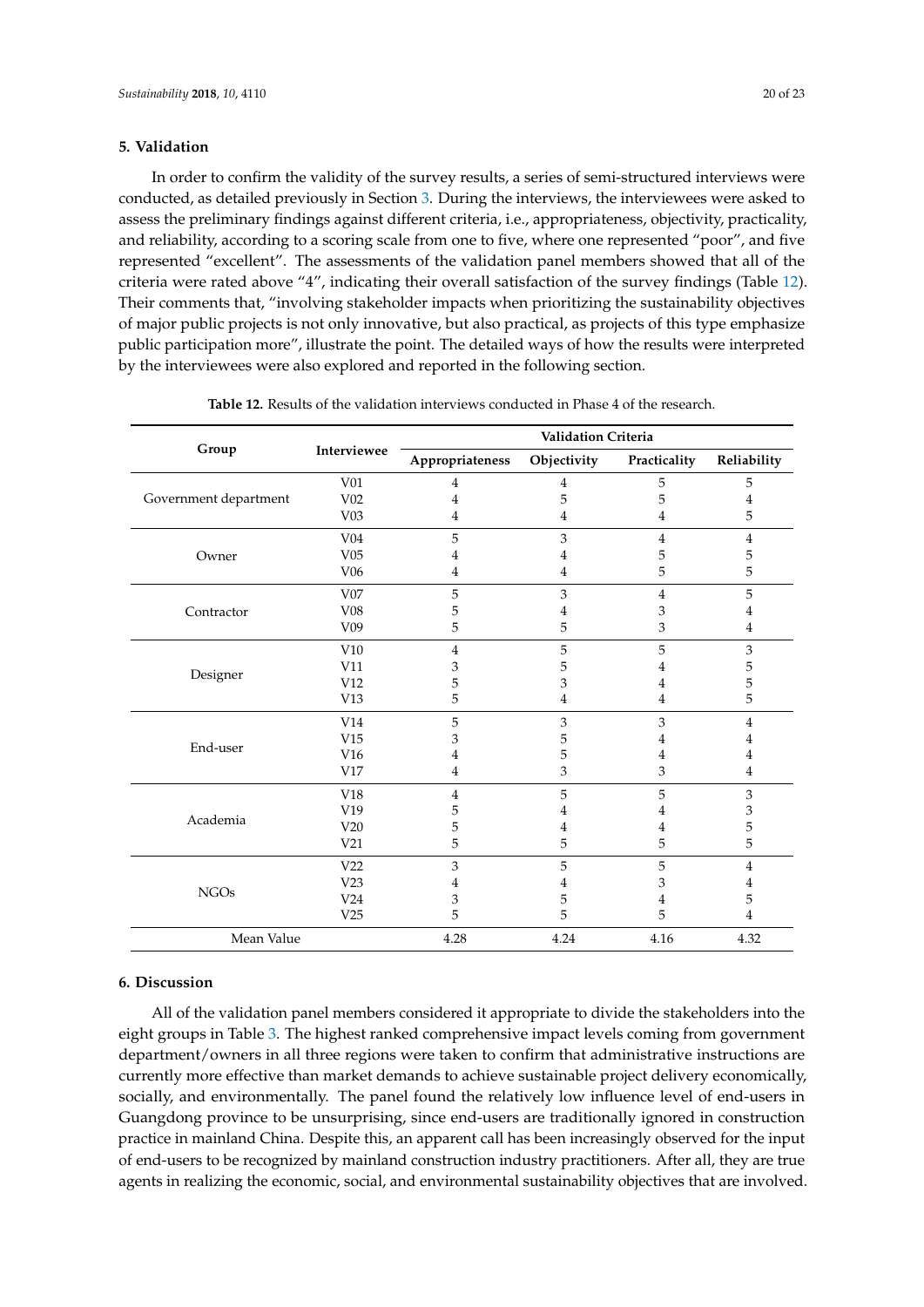## 5. Validation

In order to confirm the validity of the survey results, a series of semi-structured interviews were conducted, as detailed previously in Section 3. During the interviews, the interviewees were asked to assess the preliminary findings against different criteria, i.e., appropriateness, objectivity, practicality, and reliability, according to a scoring scale from one to five, where one represented "poor", and five represented "excellent". The assessments of the validation panel members showed that all of the criteria were rated above "4", indicating their overall satisfaction of the survey findings (Table 12). Their comments that, "involving stakeholder impacts when prioritizing the sustainability objectives of major public projects is not only innovative, but also practical, as projects of this type emphasize public participation more", illustrate the point. The detailed ways of how the results were interpreted by the interviewees were also explored and reported in the following section.

**Table 12.** Results of the validation interviews conducted in Phase 4 of the research.

| Group | Interviewee | Validation Criteria | | | |
|---|---|---|---|---|---|
| | | Appropriateness | Objectivity | Practicality | Reliability |
| Government department | V01 | 4 | 4 | 5 | 5 |
| | V02 | 4 | 5 | 5 | 4 |
| | V03 | 4 | 4 | 4 | 5 |
| Owner | V04 | 5 | 3 | 4 | 4 |
| | V05 | 4 | 4 | 5 | 5 |
| | V06 | 4 | 4 | 5 | 5 |
| Contractor | V07 | 5 | 3 | 4 | 5 |
| | V08 | 5 | 4 | 3 | 4 |
| | V09 | 5 | 5 | 3 | 4 |
| Designer | V10 | 4 | 5 | 5 | 3 |
| | V11 | 3 | 5 | 4 | 5 |
| | V12 | 5 | 3 | 4 | 5 |
| | V13 | 5 | 4 | 4 | 5 |
| End-user | V14 | 5 | 3 | 3 | 4 |
| | V15 | 3 | 5 | 4 | 4 |
| | V16 | 4 | 5 | 4 | 4 |
| | V17 | 4 | 3 | 3 | 4 |
| Academia | V18 | 4 | 5 | 5 | 3 |
| | V19 | 5 | 4 | 4 | 3 |
| | V20 | 5 | 4 | 4 | 5 |
| | V21 | 5 | 5 | 5 | 5 |
| NGOs | V22 | 3 | 5 | 5 | 4 |
| | V23 | 4 | 4 | 3 | 4 |
| | V24 | 3 | 5 | 4 | 5 |
| | V25 | 5 | 5 | 4 | 4 |
| Mean Value | | 4.28 | 4.24 | 4.16 | 4.32 |

## 6. Discussion

All of the validation panel members considered it appropriate to divide the stakeholders into the eight groups in Table 3. The highest ranked comprehensive impact levels coming from government department/owners in all three regions were taken to confirm that administrative instructions are currently more effective than market demands to achieve sustainable project delivery economically, socially, and environmentally. The panel found the relatively low influence level of end-users in Guangdong province to be unsurprising, since end-users are traditionally ignored in construction practice in mainland China. Despite this, an apparent call has been increasingly observed for the input of end-users to be recognized by mainland construction industry practitioners. After all, they are true agents in realizing the economic, social, and environmental sustainability objectives that are involved.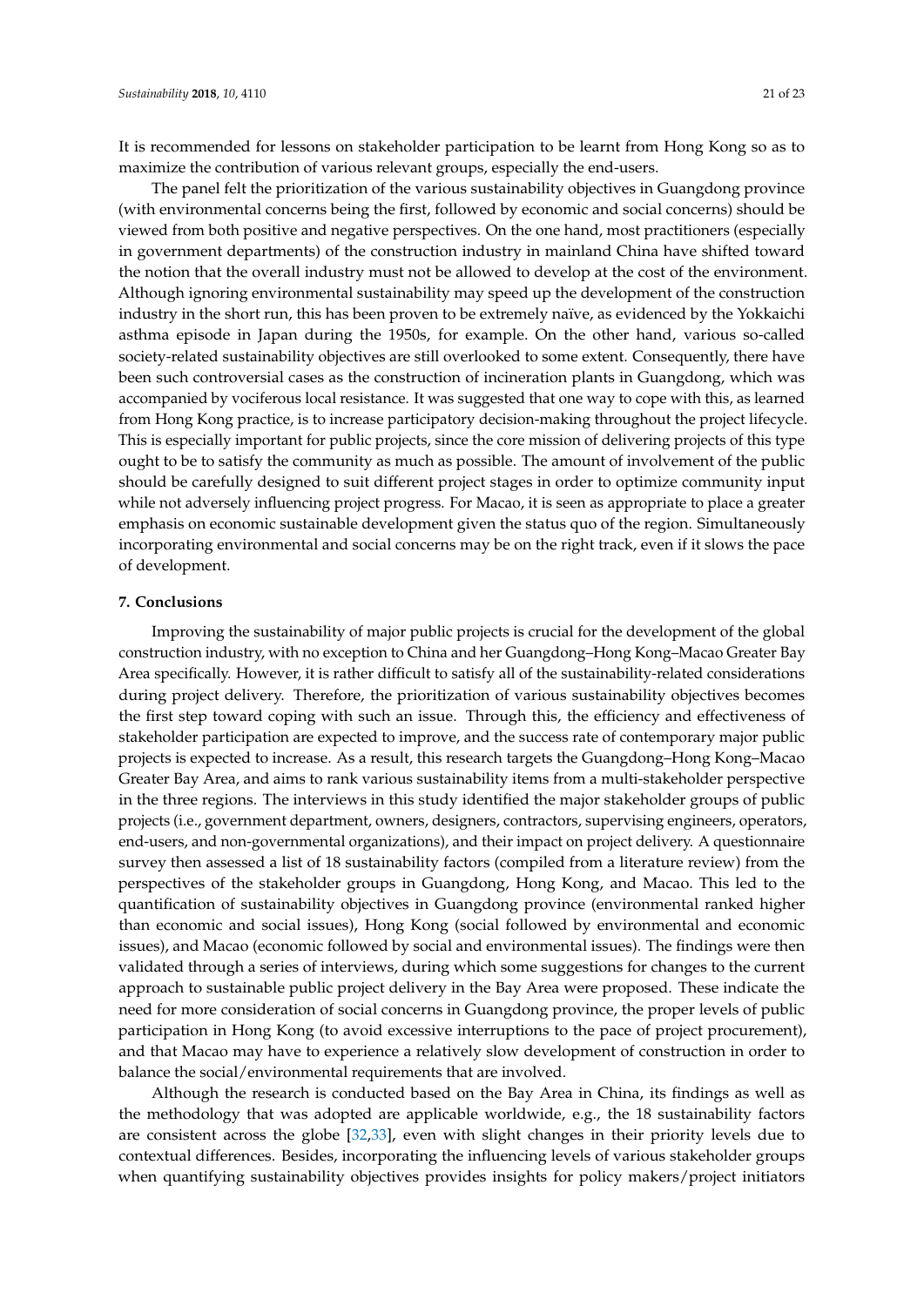It is recommended for lessons on stakeholder participation to be learnt from Hong Kong so as to maximize the contribution of various relevant groups, especially the end-users.

The panel felt the prioritization of the various sustainability objectives in Guangdong province (with environmental concerns being the first, followed by economic and social concerns) should be viewed from both positive and negative perspectives. On the one hand, most practitioners (especially in government departments) of the construction industry in mainland China have shifted toward the notion that the overall industry must not be allowed to develop at the cost of the environment. Although ignoring environmental sustainability may speed up the development of the construction industry in the short run, this has been proven to be extremely naïve, as evidenced by the Yokkaichi asthma episode in Japan during the 1950s, for example. On the other hand, various so-called society-related sustainability objectives are still overlooked to some extent. Consequently, there have been such controversial cases as the construction of incineration plants in Guangdong, which was accompanied by vociferous local resistance. It was suggested that one way to cope with this, as learned from Hong Kong practice, is to increase participatory decision-making throughout the project lifecycle. This is especially important for public projects, since the core mission of delivering projects of this type ought to be to satisfy the community as much as possible. The amount of involvement of the public should be carefully designed to suit different project stages in order to optimize community input while not adversely influencing project progress. For Macao, it is seen as appropriate to place a greater emphasis on economic sustainable development given the status quo of the region. Simultaneously incorporating environmental and social concerns may be on the right track, even if it slows the pace of development.

## 7. Conclusions

Improving the sustainability of major public projects is crucial for the development of the global construction industry, with no exception to China and her Guangdong–Hong Kong–Macao Greater Bay Area specifically. However, it is rather difficult to satisfy all of the sustainability-related considerations during project delivery. Therefore, the prioritization of various sustainability objectives becomes the first step toward coping with such an issue. Through this, the efficiency and effectiveness of stakeholder participation are expected to improve, and the success rate of contemporary major public projects is expected to increase. As a result, this research targets the Guangdong–Hong Kong–Macao Greater Bay Area, and aims to rank various sustainability items from a multi-stakeholder perspective in the three regions. The interviews in this study identified the major stakeholder groups of public projects (i.e., government department, owners, designers, contractors, supervising engineers, operators, end-users, and non-governmental organizations), and their impact on project delivery. A questionnaire survey then assessed a list of 18 sustainability factors (compiled from a literature review) from the perspectives of the stakeholder groups in Guangdong, Hong Kong, and Macao. This led to the quantification of sustainability objectives in Guangdong province (environmental ranked higher than economic and social issues), Hong Kong (social followed by environmental and economic issues), and Macao (economic followed by social and environmental issues). The findings were then validated through a series of interviews, during which some suggestions for changes to the current approach to sustainable public project delivery in the Bay Area were proposed. These indicate the need for more consideration of social concerns in Guangdong province, the proper levels of public participation in Hong Kong (to avoid excessive interruptions to the pace of project procurement), and that Macao may have to experience a relatively slow development of construction in order to balance the social/environmental requirements that are involved.

Although the research is conducted based on the Bay Area in China, its findings as well as the methodology that was adopted are applicable worldwide, e.g., the 18 sustainability factors are consistent across the globe [32,33], even with slight changes in their priority levels due to contextual differences. Besides, incorporating the influencing levels of various stakeholder groups when quantifying sustainability objectives provides insights for policy makers/project initiators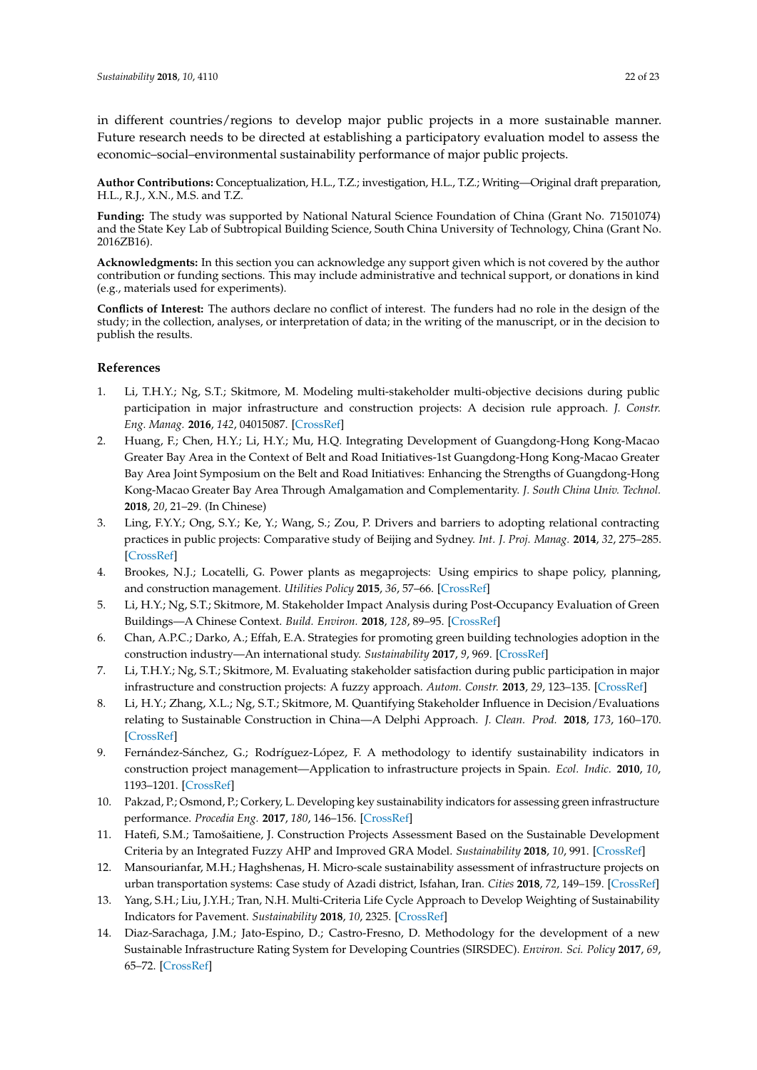in different countries/regions to develop major public projects in a more sustainable manner. Future research needs to be directed at establishing a participatory evaluation model to assess the economic–social–environmental sustainability performance of major public projects.

**Author Contributions:** Conceptualization, H.L., T.Z.; investigation, H.L., T.Z.; Writing—Original draft preparation, H.L., R.J., X.N., M.S. and T.Z.

**Funding:** The study was supported by National Natural Science Foundation of China (Grant No. 71501074) and the State Key Lab of Subtropical Building Science, South China University of Technology, China (Grant No. 2016ZB16).

**Acknowledgments:** In this section you can acknowledge any support given which is not covered by the author contribution or funding sections. This may include administrative and technical support, or donations in kind (e.g., materials used for experiments).

**Conflicts of Interest:** The authors declare no conflict of interest. The funders had no role in the design of the study; in the collection, analyses, or interpretation of data; in the writing of the manuscript, or in the decision to publish the results.

## References

1. Li, T.H.Y.; Ng, S.T.; Skitmore, M. Modeling multi-stakeholder multi-objective decisions during public participation in major infrastructure and construction projects: A decision rule approach. *J. Constr. Eng. Manag.* **2016**, *142*, 04015087. [CrossRef]
2. Huang, F.; Chen, H.Y.; Li, H.Y.; Mu, H.Q. Integrating Development of Guangdong-Hong Kong-Macao Greater Bay Area in the Context of Belt and Road Initiatives-1st Guangdong-Hong Kong-Macao Greater Bay Area Joint Symposium on the Belt and Road Initiatives: Enhancing the Strengths of Guangdong-Hong Kong-Macao Greater Bay Area Through Amalgamation and Complementarity. *J. South China Univ. Technol.* **2018**, *20*, 21–29. (In Chinese)
3. Ling, F.Y.Y.; Ong, S.Y.; Ke, Y.; Wang, S.; Zou, P. Drivers and barriers to adopting relational contracting practices in public projects: Comparative study of Beijing and Sydney. *Int. J. Proj. Manag.* **2014**, *32*, 275–285. [CrossRef]
4. Brookes, N.J.; Locatelli, G. Power plants as megaprojects: Using empirics to shape policy, planning, and construction management. *Utilities Policy* **2015**, *36*, 57–66. [CrossRef]
5. Li, H.Y.; Ng, S.T.; Skitmore, M. Stakeholder Impact Analysis during Post-Occupancy Evaluation of Green Buildings—A Chinese Context. *Build. Environ.* **2018**, *128*, 89–95. [CrossRef]
6. Chan, A.P.C.; Darko, A.; Effah, E.A. Strategies for promoting green building technologies adoption in the construction industry—An international study. *Sustainability* **2017**, *9*, 969. [CrossRef]
7. Li, T.H.Y.; Ng, S.T.; Skitmore, M. Evaluating stakeholder satisfaction during public participation in major infrastructure and construction projects: A fuzzy approach. *Autom. Constr.* **2013**, *29*, 123–135. [CrossRef]
8. Li, H.Y.; Zhang, X.L.; Ng, S.T.; Skitmore, M. Quantifying Stakeholder Influence in Decision/Evaluations relating to Sustainable Construction in China—A Delphi Approach. *J. Clean. Prod.* **2018**, *173*, 160–170. [CrossRef]
9. Fernández-Sánchez, G.; Rodríguez-López, F. A methodology to identify sustainability indicators in construction project management—Application to infrastructure projects in Spain. *Ecol. Indic.* **2010**, *10*, 1193–1201. [CrossRef]
10. Pakzad, P.; Osmond, P.; Corkery, L. Developing key sustainability indicators for assessing green infrastructure performance. *Procedia Eng.* **2017**, *180*, 146–156. [CrossRef]
11. Hatefi, S.M.; Tamošaitiene, J. Construction Projects Assessment Based on the Sustainable Development Criteria by an Integrated Fuzzy AHP and Improved GRA Model. *Sustainability* **2018**, *10*, 991. [CrossRef]
12. Mansourianfar, M.H.; Haghshenas, H. Micro-scale sustainability assessment of infrastructure projects on urban transportation systems: Case study of Azadi district, Isfahan, Iran. *Cities* **2018**, *72*, 149–159. [CrossRef]
13. Yang, S.H.; Liu, J.Y.H.; Tran, N.H. Multi-Criteria Life Cycle Approach to Develop Weighting of Sustainability Indicators for Pavement. *Sustainability* **2018**, *10*, 2325. [CrossRef]
14. Diaz-Sarachaga, J.M.; Jato-Espino, D.; Castro-Fresno, D. Methodology for the development of a new Sustainable Infrastructure Rating System for Developing Countries (SIRSDEC). *Environ. Sci. Policy* **2017**, *69*, 65–72. [CrossRef]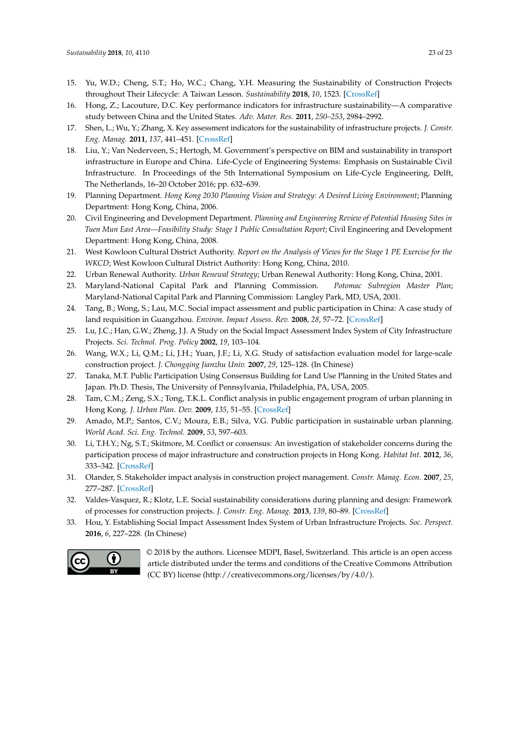15. Yu, W.D.; Cheng, S.T.; Ho, W.C.; Chang, Y.H. Measuring the Sustainability of Construction Projects throughout Their Lifecycle: A Taiwan Lesson. *Sustainability* **2018**, *10*, 1523. [CrossRef]
16. Hong, Z.; Lacouture, D.C. Key performance indicators for infrastructure sustainability—A comparative study between China and the United States. *Adv. Mater. Res.* **2011**, *250–253*, 2984–2992.
17. Shen, L.; Wu, Y.; Zhang, X. Key assessment indicators for the sustainability of infrastructure projects. *J. Constr. Eng. Manag.* **2011**, *137*, 441–451. [CrossRef]
18. Liu, Y.; Van Nederveen, S.; Hertogh, M. Government's perspective on BIM and sustainability in transport infrastructure in Europe and China. Life-Cycle of Engineering Systems: Emphasis on Sustainable Civil Infrastructure. In Proceedings of the 5th International Symposium on Life-Cycle Engineering, Delft, The Netherlands, 16–20 October 2016; pp. 632–639.
19. Planning Department. *Hong Kong 2030 Planning Vision and Strategy: A Desired Living Environment*; Planning Department: Hong Kong, China, 2006.
20. Civil Engineering and Development Department. *Planning and Engineering Review of Potential Housing Sites in Tuen Mun East Area—Feasibility Study: Stage 1 Public Consultation Report*; Civil Engineering and Development Department: Hong Kong, China, 2008.
21. West Kowloon Cultural District Authority. *Report on the Analysis of Views for the Stage 1 PE Exercise for the WKCD*; West Kowloon Cultural District Authority: Hong Kong, China, 2010.
22. Urban Renewal Authority. *Urban Renewal Strategy*; Urban Renewal Authority: Hong Kong, China, 2001.
23. Maryland-National Capital Park and Planning Commission. *Potomac Subregion Master Plan*; Maryland-National Capital Park and Planning Commission: Langley Park, MD, USA, 2001.
24. Tang, B.; Wong, S.; Lau, M.C. Social impact assessment and public participation in China: A case study of land requisition in Guangzhou. *Environ. Impact Assess. Rev.* **2008**, *28*, 57–72. [CrossRef]
25. Lu, J.C.; Han, G.W.; Zheng, J.J. A Study on the Social Impact Assessment Index System of City Infrastructure Projects. *Sci. Technol. Prog. Policy* **2002**, *19*, 103–104.
26. Wang, W.X.; Li, Q.M.; Li, J.H.; Yuan, J.F.; Li, X.G. Study of satisfaction evaluation model for large-scale construction project. *J. Chongqing Jianzhu Univ.* **2007**, *29*, 125–128. (In Chinese)
27. Tanaka, M.T. Public Participation Using Consensus Building for Land Use Planning in the United States and Japan. Ph.D. Thesis, The University of Pennsylvania, Philadelphia, PA, USA, 2005.
28. Tam, C.M.; Zeng, S.X.; Tong, T.K.L. Conflict analysis in public engagement program of urban planning in Hong Kong. *J. Urban Plan. Dev.* **2009**, *135*, 51–55. [CrossRef]
29. Amado, M.P.; Santos, C.V.; Moura, E.B.; Silva, V.G. Public participation in sustainable urban planning. *World Acad. Sci. Eng. Technol.* **2009**, *53*, 597–603.
30. Li, T.H.Y.; Ng, S.T.; Skitmore, M. Conflict or consensus: An investigation of stakeholder concerns during the participation process of major infrastructure and construction projects in Hong Kong. *Habitat Int.* **2012**, *36*, 333–342. [CrossRef]
31. Olander, S. Stakeholder impact analysis in construction project management. *Constr. Manag. Econ.* **2007**, *25*, 277–287. [CrossRef]
32. Valdes-Vasquez, R.; Klotz, L.E. Social sustainability considerations during planning and design: Framework of processes for construction projects. *J. Constr. Eng. Manag.* **2013**, *139*, 80–89. [CrossRef]
33. Hou, Y. Establishing Social Impact Assessment Index System of Urban Infrastructure Projects. *Soc. Perspect.* **2016**, *6*, 227–228. (In Chinese)

© 2018 by the authors. Licensee MDPI, Basel, Switzerland. This article is an open access article distributed under the terms and conditions of the Creative Commons Attribution (CC BY) license (http://creativecommons.org/licenses/by/4.0/).